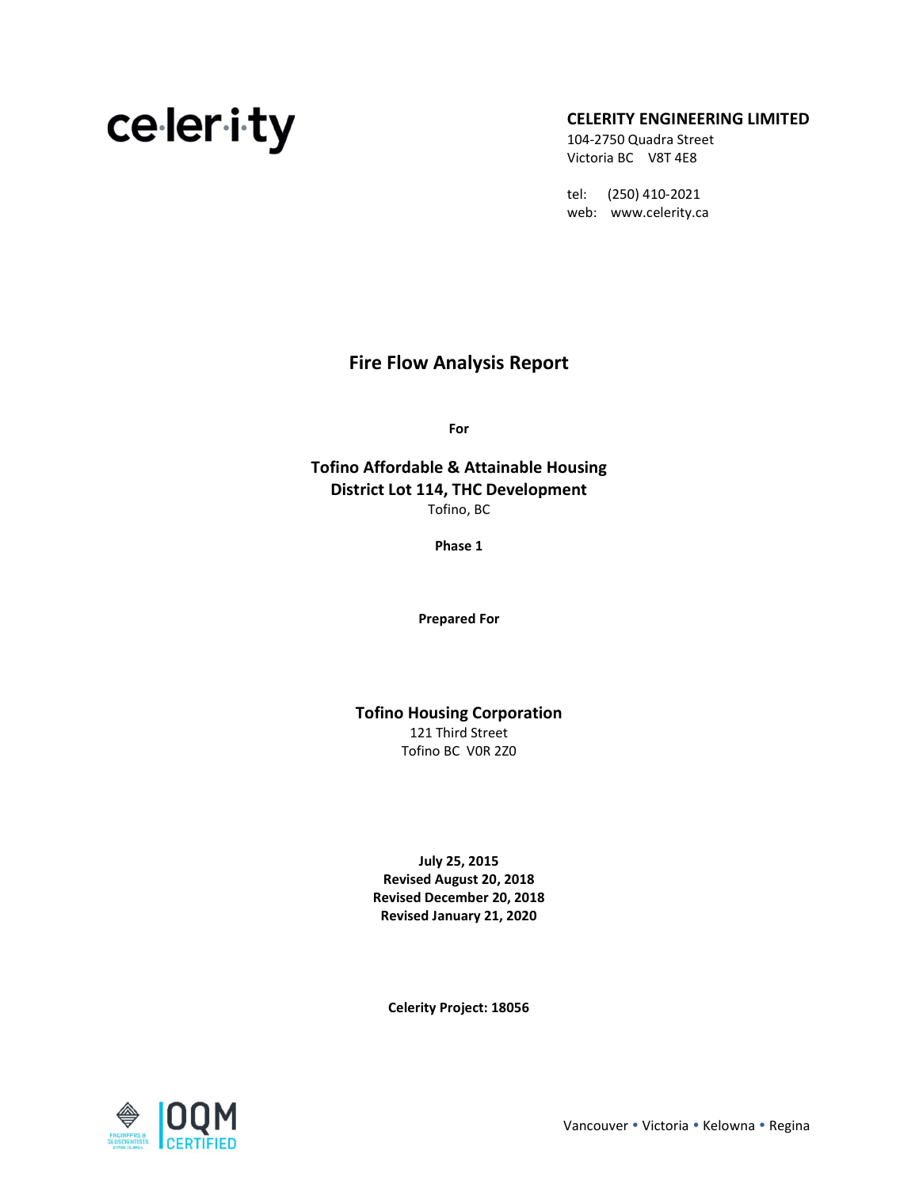ce·ler·i·ty

**CELERITY ENGINEERING LIMITED**
104-2750 Quadra Street
Victoria BC V8T 4E8

tel: (250) 410-2021
web: www.celerity.ca

# Fire Flow Analysis Report

**For**

**Tofino Affordable & Attainable Housing**
**District Lot 114, THC Development**
Tofino, BC

**Phase 1**

**Prepared For**

**Tofino Housing Corporation**
121 Third Street
Tofino BC V0R 2Z0

**July 25, 2015**
**Revised August 20, 2018**
**Revised December 20, 2018**
**Revised January 21, 2020**

**Celerity Project: 18056**

OQM CERTIFIED

Vancouver • Victoria • Kelowna • Regina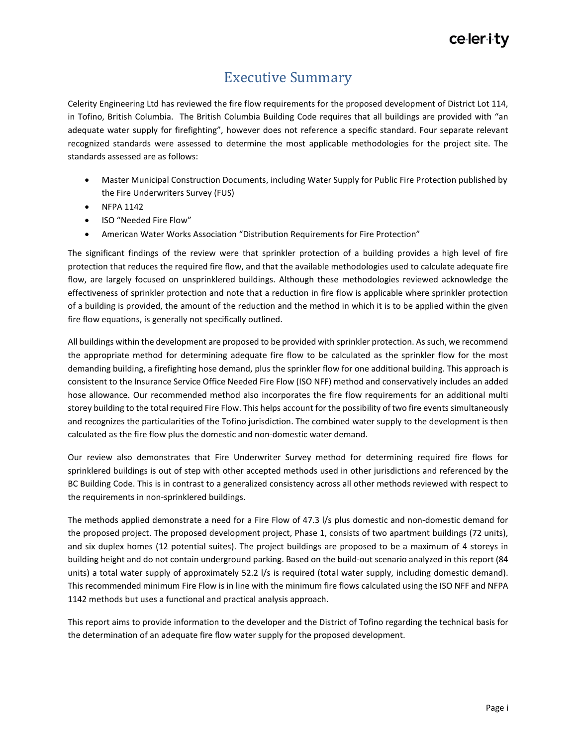# Executive Summary

Celerity Engineering Ltd has reviewed the fire flow requirements for the proposed development of District Lot 114, in Tofino, British Columbia. The British Columbia Building Code requires that all buildings are provided with "an adequate water supply for firefighting", however does not reference a specific standard. Four separate relevant recognized standards were assessed to determine the most applicable methodologies for the project site. The standards assessed are as follows:

- Master Municipal Construction Documents, including Water Supply for Public Fire Protection published by the Fire Underwriters Survey (FUS)
- NFPA 1142
- ISO "Needed Fire Flow"
- American Water Works Association "Distribution Requirements for Fire Protection"

The significant findings of the review were that sprinkler protection of a building provides a high level of fire protection that reduces the required fire flow, and that the available methodologies used to calculate adequate fire flow, are largely focused on unsprinklered buildings. Although these methodologies reviewed acknowledge the effectiveness of sprinkler protection and note that a reduction in fire flow is applicable where sprinkler protection of a building is provided, the amount of the reduction and the method in which it is to be applied within the given fire flow equations, is generally not specifically outlined.

All buildings within the development are proposed to be provided with sprinkler protection. As such, we recommend the appropriate method for determining adequate fire flow to be calculated as the sprinkler flow for the most demanding building, a firefighting hose demand, plus the sprinkler flow for one additional building. This approach is consistent to the Insurance Service Office Needed Fire Flow (ISO NFF) method and conservatively includes an added hose allowance. Our recommended method also incorporates the fire flow requirements for an additional multi storey building to the total required Fire Flow. This helps account for the possibility of two fire events simultaneously and recognizes the particularities of the Tofino jurisdiction. The combined water supply to the development is then calculated as the fire flow plus the domestic and non-domestic water demand.

Our review also demonstrates that Fire Underwriter Survey method for determining required fire flows for sprinklered buildings is out of step with other accepted methods used in other jurisdictions and referenced by the BC Building Code. This is in contrast to a generalized consistency across all other methods reviewed with respect to the requirements in non-sprinklered buildings.

The methods applied demonstrate a need for a Fire Flow of 47.3 l/s plus domestic and non-domestic demand for the proposed project. The proposed development project, Phase 1, consists of two apartment buildings (72 units), and six duplex homes (12 potential suites). The project buildings are proposed to be a maximum of 4 storeys in building height and do not contain underground parking. Based on the build-out scenario analyzed in this report (84 units) a total water supply of approximately 52.2 l/s is required (total water supply, including domestic demand). This recommended minimum Fire Flow is in line with the minimum fire flows calculated using the ISO NFF and NFPA 1142 methods but uses a functional and practical analysis approach.

This report aims to provide information to the developer and the District of Tofino regarding the technical basis for the determination of an adequate fire flow water supply for the proposed development.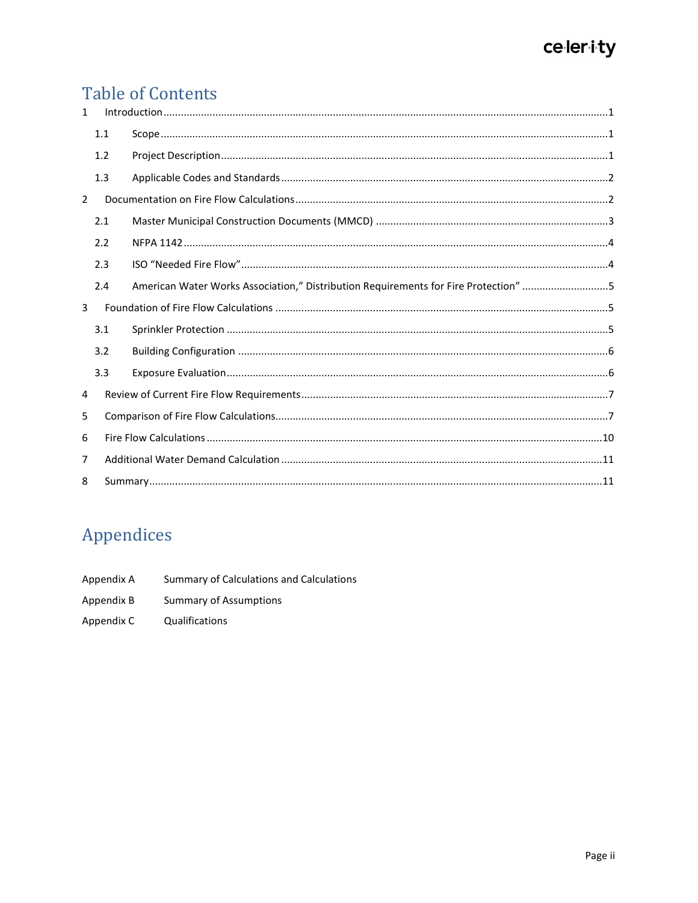# Table of Contents

1 Introduction ....... 1

- 1.1 Scope ....... 1
- 1.2 Project Description ....... 1
- 1.3 Applicable Codes and Standards ....... 2

2 Documentation on Fire Flow Calculations ....... 2

- 2.1 Master Municipal Construction Documents (MMCD) ....... 3
- 2.2 NFPA 1142 ....... 4
- 2.3 ISO "Needed Fire Flow" ....... 4
- 2.4 American Water Works Association," Distribution Requirements for Fire Protection" ....... 5

3 Foundation of Fire Flow Calculations ....... 5

- 3.1 Sprinkler Protection ....... 5
- 3.2 Building Configuration ....... 6
- 3.3 Exposure Evaluation ....... 6

4 Review of Current Fire Flow Requirements ....... 7

5 Comparison of Fire Flow Calculations ....... 7

6 Fire Flow Calculations ....... 10

7 Additional Water Demand Calculation ....... 11

8 Summary ....... 11

# Appendices

| | |
|---|---|
| Appendix A | Summary of Calculations and Calculations |
| Appendix B | Summary of Assumptions |
| Appendix C | Qualifications |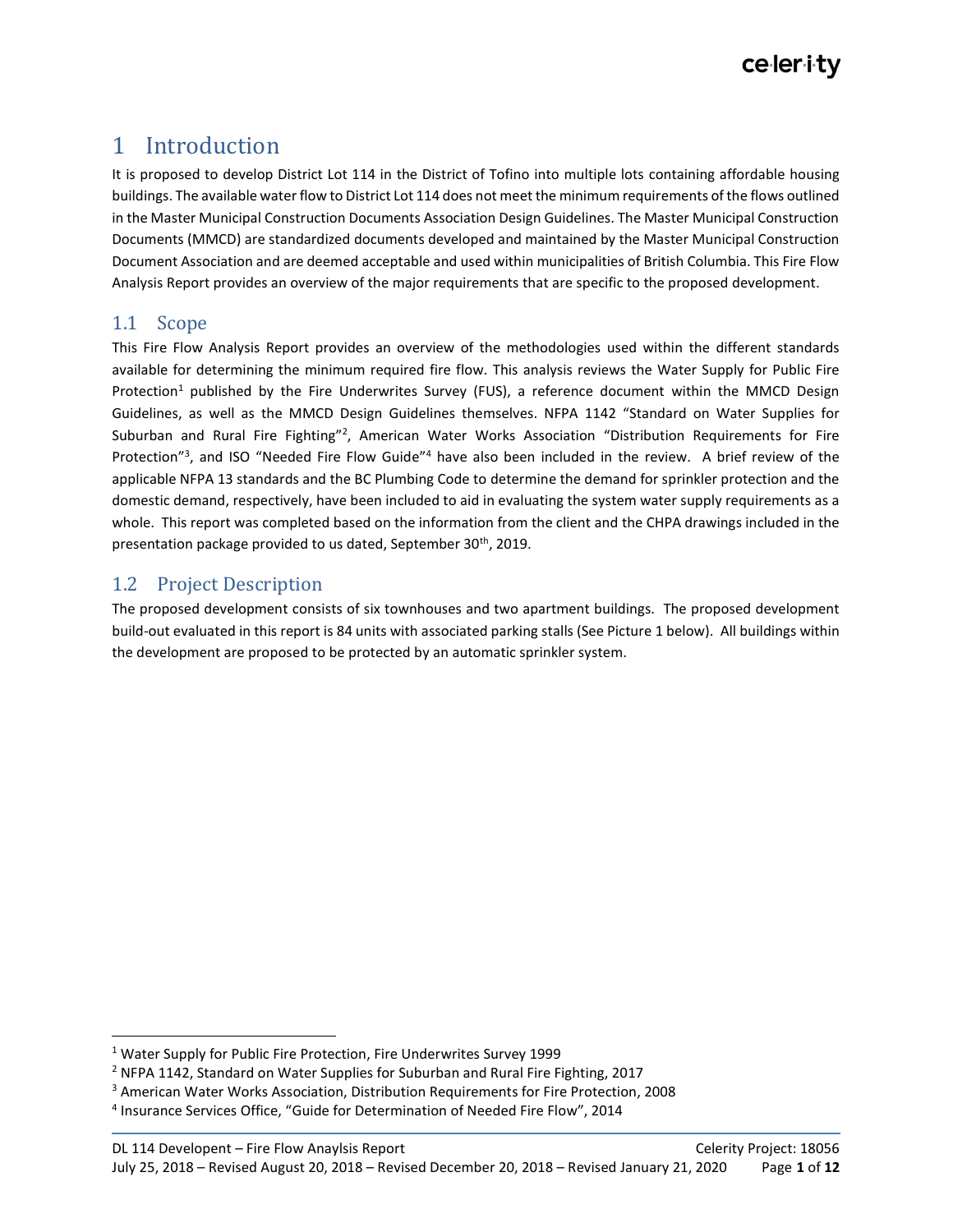# 1 Introduction

It is proposed to develop District Lot 114 in the District of Tofino into multiple lots containing affordable housing buildings. The available water flow to District Lot 114 does not meet the minimum requirements of the flows outlined in the Master Municipal Construction Documents Association Design Guidelines. The Master Municipal Construction Documents (MMCD) are standardized documents developed and maintained by the Master Municipal Construction Document Association and are deemed acceptable and used within municipalities of British Columbia. This Fire Flow Analysis Report provides an overview of the major requirements that are specific to the proposed development.

## 1.1 Scope

This Fire Flow Analysis Report provides an overview of the methodologies used within the different standards available for determining the minimum required fire flow. This analysis reviews the Water Supply for Public Fire Protection[1] published by the Fire Underwrites Survey (FUS), a reference document within the MMCD Design Guidelines, as well as the MMCD Design Guidelines themselves. NFPA 1142 "Standard on Water Supplies for Suburban and Rural Fire Fighting"[2], American Water Works Association "Distribution Requirements for Fire Protection"[3], and ISO "Needed Fire Flow Guide"[4] have also been included in the review. A brief review of the applicable NFPA 13 standards and the BC Plumbing Code to determine the demand for sprinkler protection and the domestic demand, respectively, have been included to aid in evaluating the system water supply requirements as a whole. This report was completed based on the information from the client and the CHPA drawings included in the presentation package provided to us dated, September 30th, 2019.

## 1.2 Project Description

The proposed development consists of six townhouses and two apartment buildings. The proposed development build-out evaluated in this report is 84 units with associated parking stalls (See Picture 1 below). All buildings within the development are proposed to be protected by an automatic sprinkler system.

---

[1] Water Supply for Public Fire Protection, Fire Underwrites Survey 1999

[2] NFPA 1142, Standard on Water Supplies for Suburban and Rural Fire Fighting, 2017

[3] American Water Works Association, Distribution Requirements for Fire Protection, 2008

[4] Insurance Services Office, "Guide for Determination of Needed Fire Flow", 2014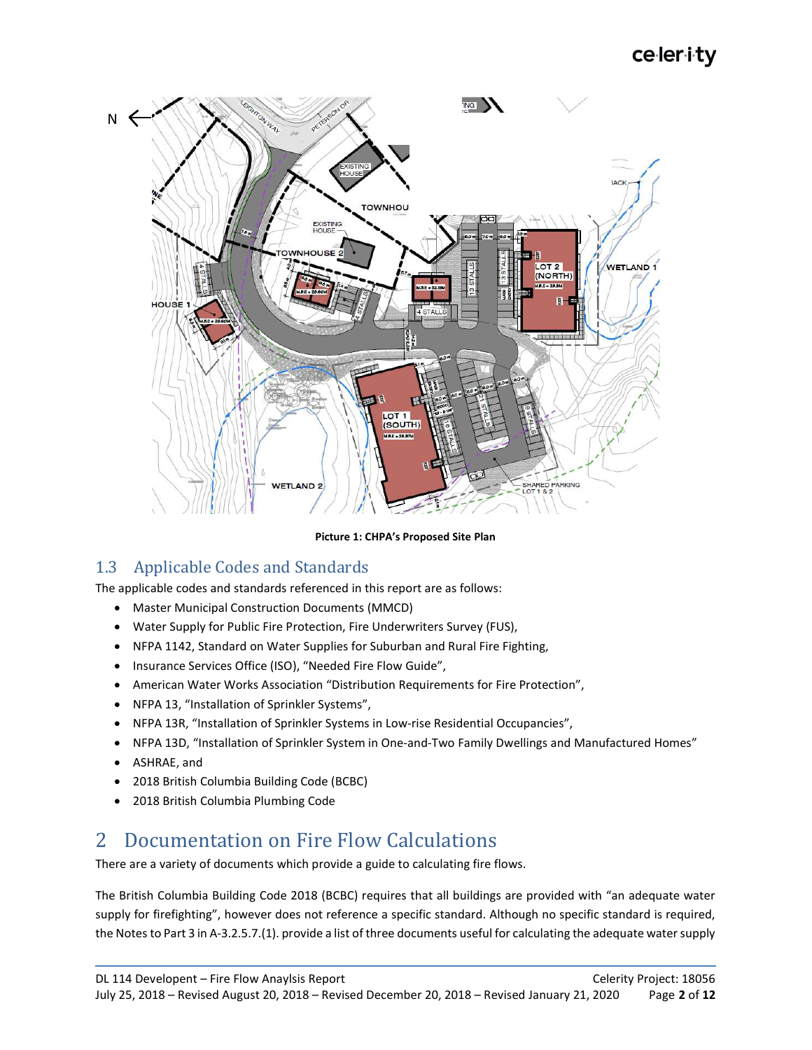Picture 1: CHPA's Proposed Site Plan

## 1.3 Applicable Codes and Standards

The applicable codes and standards referenced in this report are as follows:

- Master Municipal Construction Documents (MMCD)
- Water Supply for Public Fire Protection, Fire Underwriters Survey (FUS),
- NFPA 1142, Standard on Water Supplies for Suburban and Rural Fire Fighting,
- Insurance Services Office (ISO), "Needed Fire Flow Guide",
- American Water Works Association "Distribution Requirements for Fire Protection",
- NFPA 13, "Installation of Sprinkler Systems",
- NFPA 13R, "Installation of Sprinkler Systems in Low-rise Residential Occupancies",
- NFPA 13D, "Installation of Sprinkler System in One-and-Two Family Dwellings and Manufactured Homes"
- ASHRAE, and
- 2018 British Columbia Building Code (BCBC)
- 2018 British Columbia Plumbing Code

# 2 Documentation on Fire Flow Calculations

There are a variety of documents which provide a guide to calculating fire flows.

The British Columbia Building Code 2018 (BCBC) requires that all buildings are provided with "an adequate water supply for firefighting", however does not reference a specific standard. Although no specific standard is required, the Notes to Part 3 in A-3.2.5.7.(1). provide a list of three documents useful for calculating the adequate water supply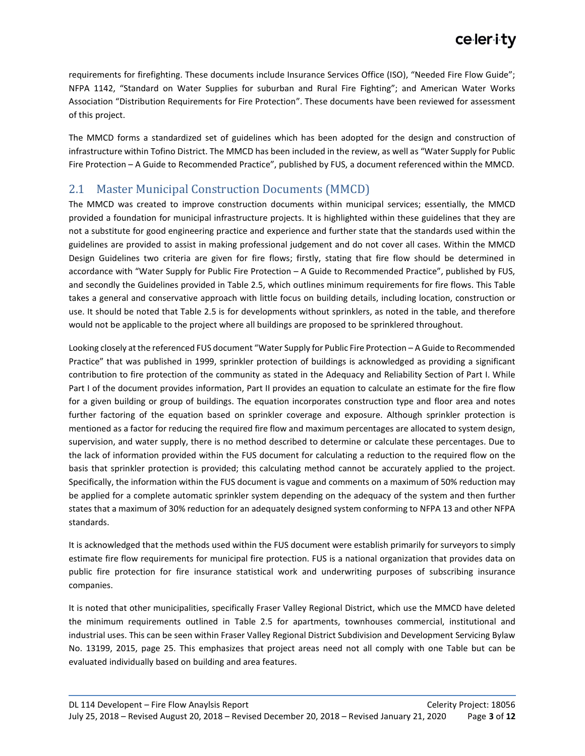requirements for firefighting. These documents include Insurance Services Office (ISO), "Needed Fire Flow Guide"; NFPA 1142, "Standard on Water Supplies for suburban and Rural Fire Fighting"; and American Water Works Association "Distribution Requirements for Fire Protection". These documents have been reviewed for assessment of this project.

The MMCD forms a standardized set of guidelines which has been adopted for the design and construction of infrastructure within Tofino District. The MMCD has been included in the review, as well as "Water Supply for Public Fire Protection – A Guide to Recommended Practice", published by FUS, a document referenced within the MMCD.

## 2.1 Master Municipal Construction Documents (MMCD)

The MMCD was created to improve construction documents within municipal services; essentially, the MMCD provided a foundation for municipal infrastructure projects. It is highlighted within these guidelines that they are not a substitute for good engineering practice and experience and further state that the standards used within the guidelines are provided to assist in making professional judgement and do not cover all cases. Within the MMCD Design Guidelines two criteria are given for fire flows; firstly, stating that fire flow should be determined in accordance with "Water Supply for Public Fire Protection – A Guide to Recommended Practice", published by FUS, and secondly the Guidelines provided in Table 2.5, which outlines minimum requirements for fire flows. This Table takes a general and conservative approach with little focus on building details, including location, construction or use. It should be noted that Table 2.5 is for developments without sprinklers, as noted in the table, and therefore would not be applicable to the project where all buildings are proposed to be sprinklered throughout.

Looking closely at the referenced FUS document "Water Supply for Public Fire Protection – A Guide to Recommended Practice" that was published in 1999, sprinkler protection of buildings is acknowledged as providing a significant contribution to fire protection of the community as stated in the Adequacy and Reliability Section of Part I. While Part I of the document provides information, Part II provides an equation to calculate an estimate for the fire flow for a given building or group of buildings. The equation incorporates construction type and floor area and notes further factoring of the equation based on sprinkler coverage and exposure. Although sprinkler protection is mentioned as a factor for reducing the required fire flow and maximum percentages are allocated to system design, supervision, and water supply, there is no method described to determine or calculate these percentages. Due to the lack of information provided within the FUS document for calculating a reduction to the required flow on the basis that sprinkler protection is provided; this calculating method cannot be accurately applied to the project. Specifically, the information within the FUS document is vague and comments on a maximum of 50% reduction may be applied for a complete automatic sprinkler system depending on the adequacy of the system and then further states that a maximum of 30% reduction for an adequately designed system conforming to NFPA 13 and other NFPA standards.

It is acknowledged that the methods used within the FUS document were establish primarily for surveyors to simply estimate fire flow requirements for municipal fire protection. FUS is a national organization that provides data on public fire protection for fire insurance statistical work and underwriting purposes of subscribing insurance companies.

It is noted that other municipalities, specifically Fraser Valley Regional District, which use the MMCD have deleted the minimum requirements outlined in Table 2.5 for apartments, townhouses commercial, institutional and industrial uses. This can be seen within Fraser Valley Regional District Subdivision and Development Servicing Bylaw No. 13199, 2015, page 25. This emphasizes that project areas need not all comply with one Table but can be evaluated individually based on building and area features.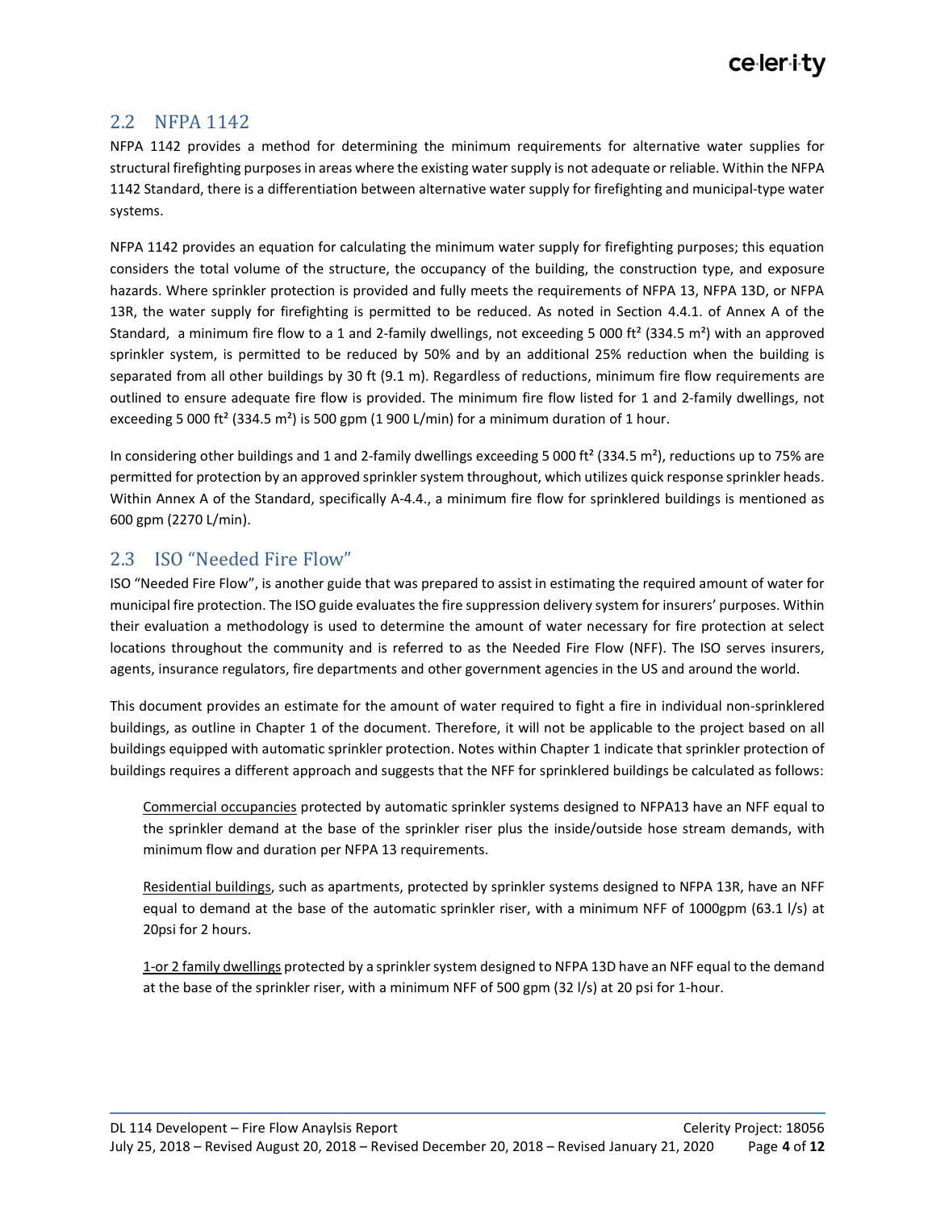## 2.2 NFPA 1142

NFPA 1142 provides a method for determining the minimum requirements for alternative water supplies for structural firefighting purposes in areas where the existing water supply is not adequate or reliable. Within the NFPA 1142 Standard, there is a differentiation between alternative water supply for firefighting and municipal-type water systems.

NFPA 1142 provides an equation for calculating the minimum water supply for firefighting purposes; this equation considers the total volume of the structure, the occupancy of the building, the construction type, and exposure hazards. Where sprinkler protection is provided and fully meets the requirements of NFPA 13, NFPA 13D, or NFPA 13R, the water supply for firefighting is permitted to be reduced. As noted in Section 4.4.1. of Annex A of the Standard, a minimum fire flow to a 1 and 2-family dwellings, not exceeding 5 000 ft² (334.5 m²) with an approved sprinkler system, is permitted to be reduced by 50% and by an additional 25% reduction when the building is separated from all other buildings by 30 ft (9.1 m). Regardless of reductions, minimum fire flow requirements are outlined to ensure adequate fire flow is provided. The minimum fire flow listed for 1 and 2-family dwellings, not exceeding 5 000 ft² (334.5 m²) is 500 gpm (1 900 L/min) for a minimum duration of 1 hour.

In considering other buildings and 1 and 2-family dwellings exceeding 5 000 ft² (334.5 m²), reductions up to 75% are permitted for protection by an approved sprinkler system throughout, which utilizes quick response sprinkler heads. Within Annex A of the Standard, specifically A-4.4., a minimum fire flow for sprinklered buildings is mentioned as 600 gpm (2270 L/min).

## 2.3 ISO "Needed Fire Flow"

ISO "Needed Fire Flow", is another guide that was prepared to assist in estimating the required amount of water for municipal fire protection. The ISO guide evaluates the fire suppression delivery system for insurers' purposes. Within their evaluation a methodology is used to determine the amount of water necessary for fire protection at select locations throughout the community and is referred to as the Needed Fire Flow (NFF). The ISO serves insurers, agents, insurance regulators, fire departments and other government agencies in the US and around the world.

This document provides an estimate for the amount of water required to fight a fire in individual non-sprinklered buildings, as outline in Chapter 1 of the document. Therefore, it will not be applicable to the project based on all buildings equipped with automatic sprinkler protection. Notes within Chapter 1 indicate that sprinkler protection of buildings requires a different approach and suggests that the NFF for sprinklered buildings be calculated as follows:

> Commercial occupancies protected by automatic sprinkler systems designed to NFPA13 have an NFF equal to the sprinkler demand at the base of the sprinkler riser plus the inside/outside hose stream demands, with minimum flow and duration per NFPA 13 requirements.
>
> Residential buildings, such as apartments, protected by sprinkler systems designed to NFPA 13R, have an NFF equal to demand at the base of the automatic sprinkler riser, with a minimum NFF of 1000gpm (63.1 l/s) at 20psi for 2 hours.
>
> 1-or 2 family dwellings protected by a sprinkler system designed to NFPA 13D have an NFF equal to the demand at the base of the sprinkler riser, with a minimum NFF of 500 gpm (32 l/s) at 20 psi for 1-hour.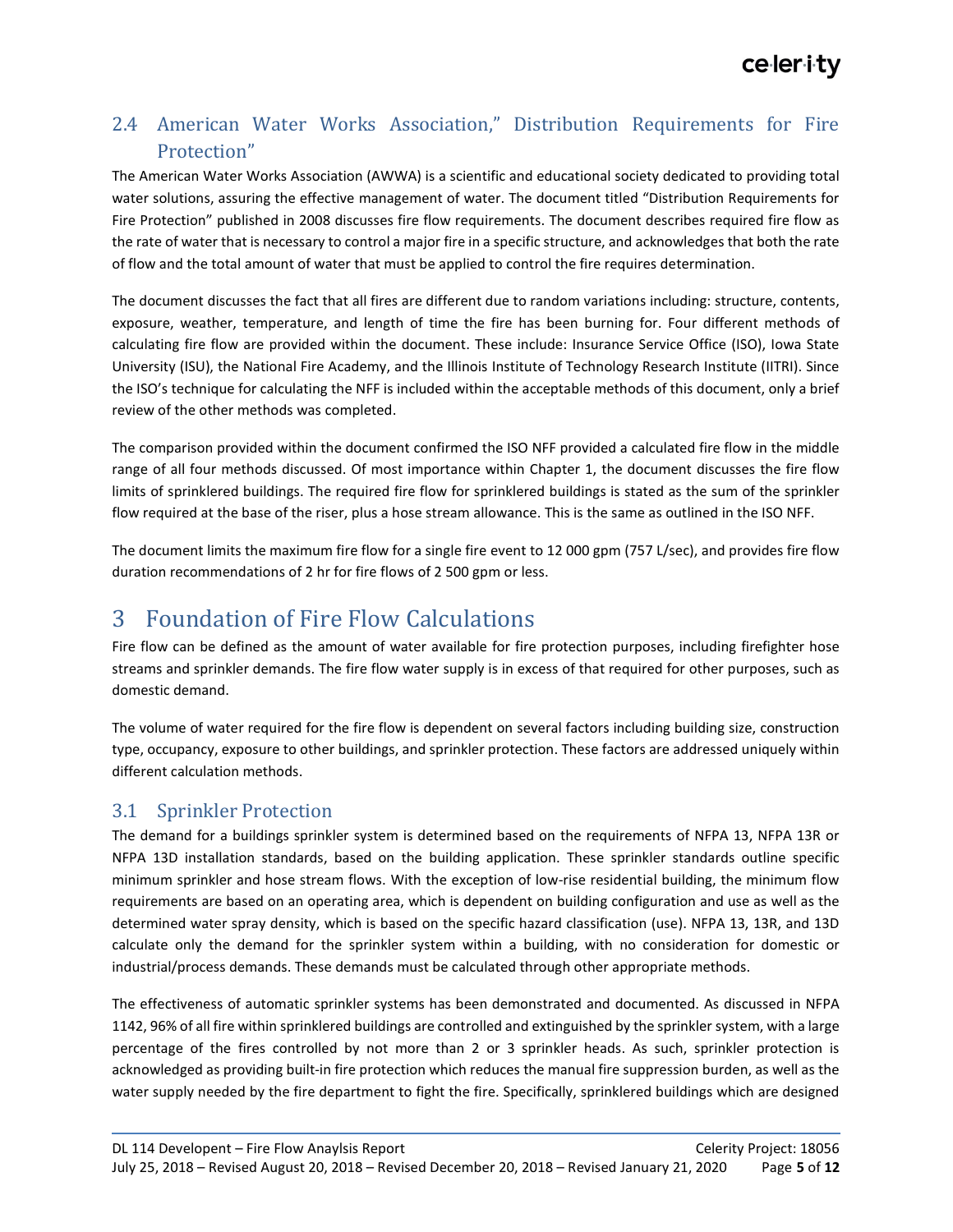## 2.4 American Water Works Association," Distribution Requirements for Fire Protection"

The American Water Works Association (AWWA) is a scientific and educational society dedicated to providing total water solutions, assuring the effective management of water. The document titled "Distribution Requirements for Fire Protection" published in 2008 discusses fire flow requirements. The document describes required fire flow as the rate of water that is necessary to control a major fire in a specific structure, and acknowledges that both the rate of flow and the total amount of water that must be applied to control the fire requires determination.

The document discusses the fact that all fires are different due to random variations including: structure, contents, exposure, weather, temperature, and length of time the fire has been burning for. Four different methods of calculating fire flow are provided within the document. These include: Insurance Service Office (ISO), Iowa State University (ISU), the National Fire Academy, and the Illinois Institute of Technology Research Institute (IITRI). Since the ISO's technique for calculating the NFF is included within the acceptable methods of this document, only a brief review of the other methods was completed.

The comparison provided within the document confirmed the ISO NFF provided a calculated fire flow in the middle range of all four methods discussed. Of most importance within Chapter 1, the document discusses the fire flow limits of sprinklered buildings. The required fire flow for sprinklered buildings is stated as the sum of the sprinkler flow required at the base of the riser, plus a hose stream allowance. This is the same as outlined in the ISO NFF.

The document limits the maximum fire flow for a single fire event to 12 000 gpm (757 L/sec), and provides fire flow duration recommendations of 2 hr for fire flows of 2 500 gpm or less.

# 3 Foundation of Fire Flow Calculations

Fire flow can be defined as the amount of water available for fire protection purposes, including firefighter hose streams and sprinkler demands. The fire flow water supply is in excess of that required for other purposes, such as domestic demand.

The volume of water required for the fire flow is dependent on several factors including building size, construction type, occupancy, exposure to other buildings, and sprinkler protection. These factors are addressed uniquely within different calculation methods.

## 3.1 Sprinkler Protection

The demand for a buildings sprinkler system is determined based on the requirements of NFPA 13, NFPA 13R or NFPA 13D installation standards, based on the building application. These sprinkler standards outline specific minimum sprinkler and hose stream flows. With the exception of low-rise residential building, the minimum flow requirements are based on an operating area, which is dependent on building configuration and use as well as the determined water spray density, which is based on the specific hazard classification (use). NFPA 13, 13R, and 13D calculate only the demand for the sprinkler system within a building, with no consideration for domestic or industrial/process demands. These demands must be calculated through other appropriate methods.

The effectiveness of automatic sprinkler systems has been demonstrated and documented. As discussed in NFPA 1142, 96% of all fire within sprinklered buildings are controlled and extinguished by the sprinkler system, with a large percentage of the fires controlled by not more than 2 or 3 sprinkler heads. As such, sprinkler protection is acknowledged as providing built-in fire protection which reduces the manual fire suppression burden, as well as the water supply needed by the fire department to fight the fire. Specifically, sprinklered buildings which are designed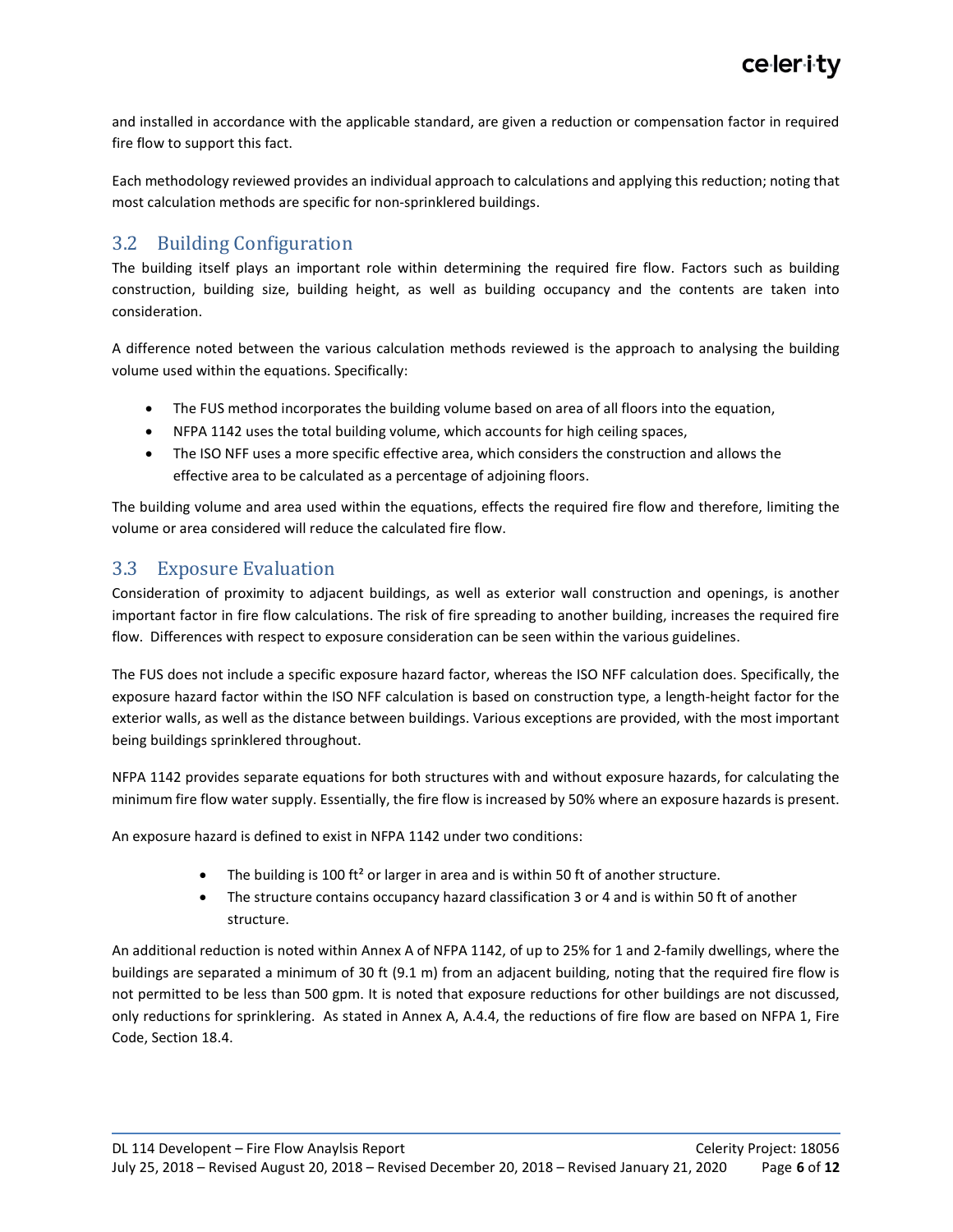and installed in accordance with the applicable standard, are given a reduction or compensation factor in required fire flow to support this fact.

Each methodology reviewed provides an individual approach to calculations and applying this reduction; noting that most calculation methods are specific for non-sprinklered buildings.

## 3.2 Building Configuration

The building itself plays an important role within determining the required fire flow. Factors such as building construction, building size, building height, as well as building occupancy and the contents are taken into consideration.

A difference noted between the various calculation methods reviewed is the approach to analysing the building volume used within the equations. Specifically:

- The FUS method incorporates the building volume based on area of all floors into the equation,
- NFPA 1142 uses the total building volume, which accounts for high ceiling spaces,
- The ISO NFF uses a more specific effective area, which considers the construction and allows the effective area to be calculated as a percentage of adjoining floors.

The building volume and area used within the equations, effects the required fire flow and therefore, limiting the volume or area considered will reduce the calculated fire flow.

## 3.3 Exposure Evaluation

Consideration of proximity to adjacent buildings, as well as exterior wall construction and openings, is another important factor in fire flow calculations. The risk of fire spreading to another building, increases the required fire flow. Differences with respect to exposure consideration can be seen within the various guidelines.

The FUS does not include a specific exposure hazard factor, whereas the ISO NFF calculation does. Specifically, the exposure hazard factor within the ISO NFF calculation is based on construction type, a length-height factor for the exterior walls, as well as the distance between buildings. Various exceptions are provided, with the most important being buildings sprinklered throughout.

NFPA 1142 provides separate equations for both structures with and without exposure hazards, for calculating the minimum fire flow water supply. Essentially, the fire flow is increased by 50% where an exposure hazards is present.

An exposure hazard is defined to exist in NFPA 1142 under two conditions:

- The building is 100 ft² or larger in area and is within 50 ft of another structure.
- The structure contains occupancy hazard classification 3 or 4 and is within 50 ft of another structure.

An additional reduction is noted within Annex A of NFPA 1142, of up to 25% for 1 and 2-family dwellings, where the buildings are separated a minimum of 30 ft (9.1 m) from an adjacent building, noting that the required fire flow is not permitted to be less than 500 gpm. It is noted that exposure reductions for other buildings are not discussed, only reductions for sprinklering. As stated in Annex A, A.4.4, the reductions of fire flow are based on NFPA 1, Fire Code, Section 18.4.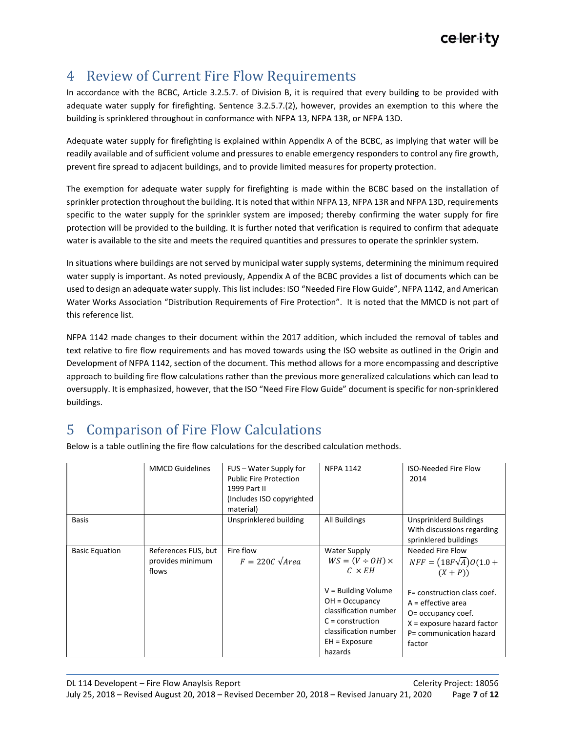# 4 Review of Current Fire Flow Requirements

In accordance with the BCBC, Article 3.2.5.7. of Division B, it is required that every building to be provided with adequate water supply for firefighting. Sentence 3.2.5.7.(2), however, provides an exemption to this where the building is sprinklered throughout in conformance with NFPA 13, NFPA 13R, or NFPA 13D.

Adequate water supply for firefighting is explained within Appendix A of the BCBC, as implying that water will be readily available and of sufficient volume and pressures to enable emergency responders to control any fire growth, prevent fire spread to adjacent buildings, and to provide limited measures for property protection.

The exemption for adequate water supply for firefighting is made within the BCBC based on the installation of sprinkler protection throughout the building. It is noted that within NFPA 13, NFPA 13R and NFPA 13D, requirements specific to the water supply for the sprinkler system are imposed; thereby confirming the water supply for fire protection will be provided to the building. It is further noted that verification is required to confirm that adequate water is available to the site and meets the required quantities and pressures to operate the sprinkler system.

In situations where buildings are not served by municipal water supply systems, determining the minimum required water supply is important. As noted previously, Appendix A of the BCBC provides a list of documents which can be used to design an adequate water supply. This list includes: ISO "Needed Fire Flow Guide", NFPA 1142, and American Water Works Association "Distribution Requirements of Fire Protection". It is noted that the MMCD is not part of this reference list.

NFPA 1142 made changes to their document within the 2017 addition, which included the removal of tables and text relative to fire flow requirements and has moved towards using the ISO website as outlined in the Origin and Development of NFPA 1142, section of the document. This method allows for a more encompassing and descriptive approach to building fire flow calculations rather than the previous more generalized calculations which can lead to oversupply. It is emphasized, however, that the ISO "Need Fire Flow Guide" document is specific for non-sprinklered buildings.

# 5 Comparison of Fire Flow Calculations

Below is a table outlining the fire flow calculations for the described calculation methods.

| | MMCD Guidelines | FUS – Water Supply for Public Fire Protection 1999 Part II (Includes ISO copyrighted material) | NFPA 1142 | ISO-Needed Fire Flow 2014 |
|---|---|---|---|---|
| Basis | | Unsprinklered building | All Buildings | Unsprinklerd Buildings With discussions regarding sprinklered buildings |
| Basic Equation | References FUS, but provides minimum flows | Fire flow $F = 220C\,\sqrt{Area}$ | Water Supply $WS = (V \div OH) \times C \times EH$ <br><br> V = Building Volume <br> OH = Occupancy classification number <br> C = construction classification number <br> EH = Exposure hazards | Needed Fire Flow $NFF = (18F\sqrt{A})O(1.0 + (X + P))$ <br><br> F= construction class coef. <br> A = effective area <br> O= occupancy coef. <br> X = exposure hazard factor <br> P= communication hazard factor |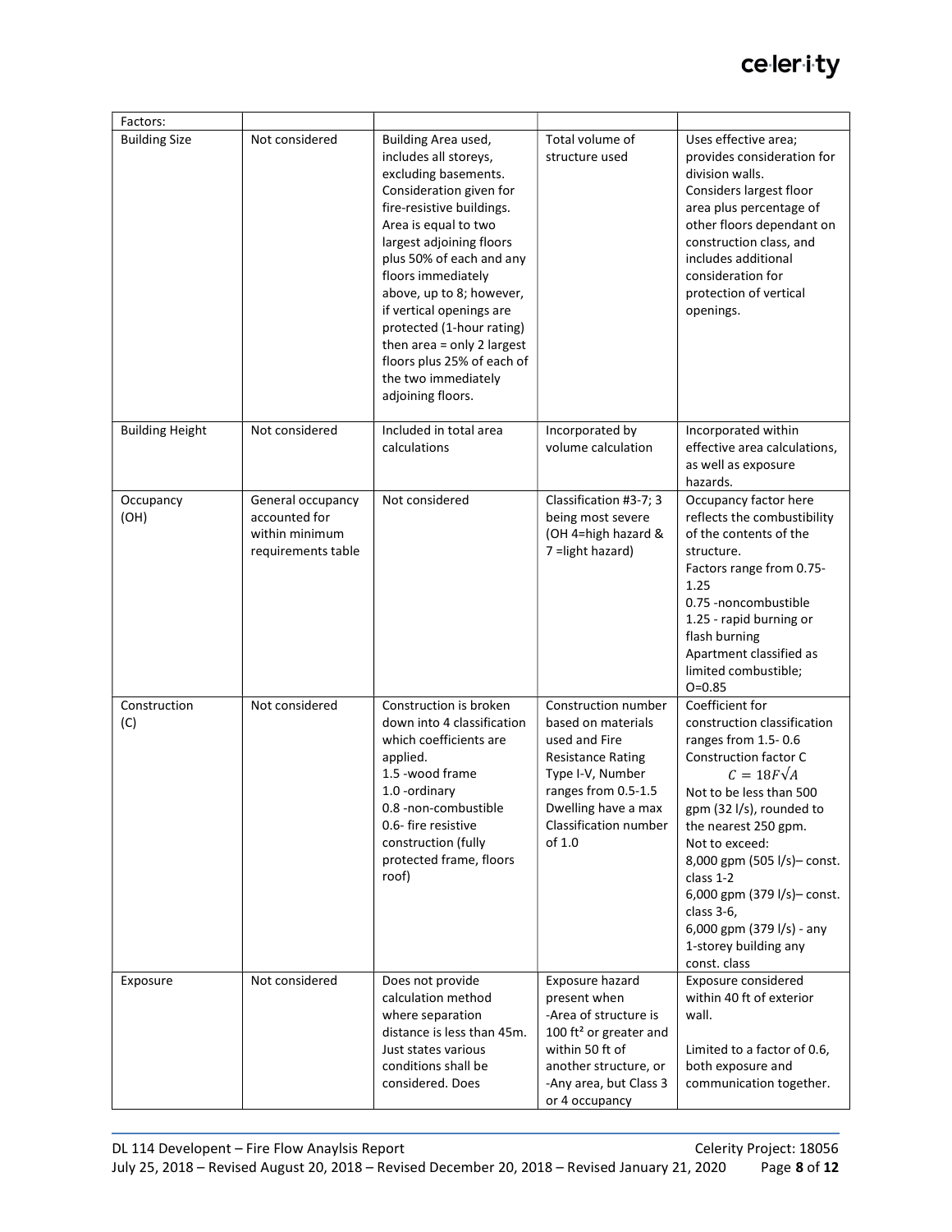| Factors: | | | | |
|---|---|---|---|---|
| Building Size | Not considered | Building Area used, includes all storeys, excluding basements. Consideration given for fire-resistive buildings. Area is equal to two largest adjoining floors plus 50% of each and any floors immediately above, up to 8; however, if vertical openings are protected (1-hour rating) then area = only 2 largest floors plus 25% of each of the two immediately adjoining floors. | Total volume of structure used | Uses effective area; provides consideration for division walls. Considers largest floor area plus percentage of other floors dependant on construction class, and includes additional consideration for protection of vertical openings. |
| Building Height | Not considered | Included in total area calculations | Incorporated by volume calculation | Incorporated within effective area calculations, as well as exposure hazards. |
| Occupancy (OH) | General occupancy accounted for within minimum requirements table | Not considered | Classification #3-7; 3 being most severe (OH 4=high hazard & 7 =light hazard) | Occupancy factor here reflects the combustibility of the contents of the structure. Factors range from 0.75-1.25 0.75 -noncombustible 1.25 - rapid burning or flash burning Apartment classified as limited combustible; O=0.85 |
| Construction (C) | Not considered | Construction is broken down into 4 classification which coefficients are applied. 1.5 -wood frame 1.0 -ordinary 0.8 -non-combustible 0.6- fire resistive construction (fully protected frame, floors roof) | Construction number based on materials used and Fire Resistance Rating Type I-V, Number ranges from 0.5-1.5 Dwelling have a max Classification number of 1.0 | Coefficient for construction classification ranges from 1.5- 0.6 Construction factor C $C = 18F\sqrt{A}$ Not to be less than 500 gpm (32 l/s), rounded to the nearest 250 gpm. Not to exceed: 8,000 gpm (505 l/s)– const. class 1-2 6,000 gpm (379 l/s)– const. class 3-6, 6,000 gpm (379 l/s) - any 1-storey building any const. class |
| Exposure | Not considered | Does not provide calculation method where separation distance is less than 45m. Just states various conditions shall be considered. Does | Exposure hazard present when -Area of structure is 100 ft² or greater and within 50 ft of another structure, or -Any area, but Class 3 or 4 occupancy | Exposure considered within 40 ft of exterior wall. Limited to a factor of 0.6, both exposure and communication together. |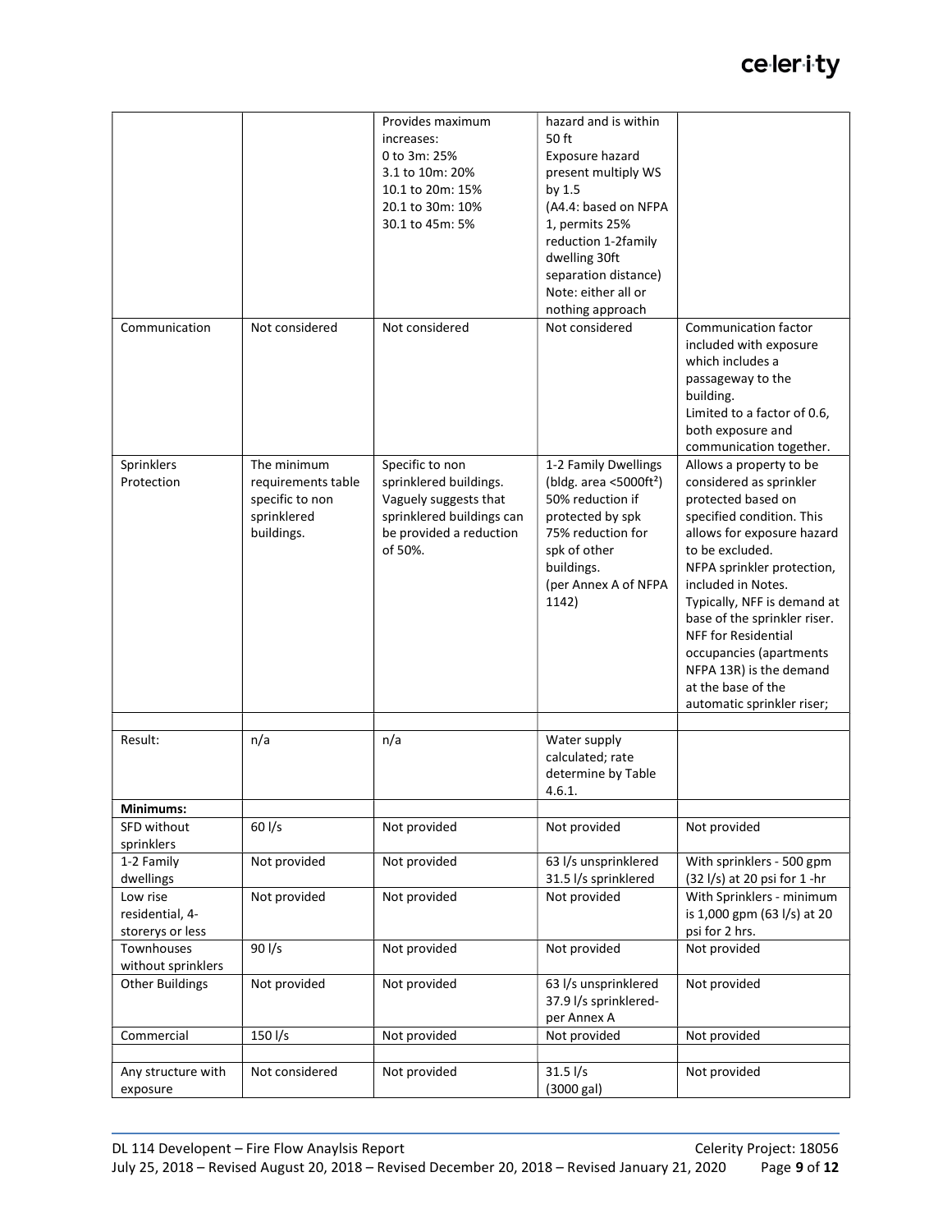| | | | | |
|---|---|---|---|---|
| | | Provides maximum increases:<br>0 to 3m: 25%<br>3.1 to 10m: 20%<br>10.1 to 20m: 15%<br>20.1 to 30m: 10%<br>30.1 to 45m: 5% | hazard and is within 50 ft<br>Exposure hazard present multiply WS by 1.5<br>(A4.4: based on NFPA 1, permits 25% reduction 1-2family dwelling 30ft separation distance)<br>Note: either all or nothing approach | |
| Communication | Not considered | Not considered | Not considered | Communication factor included with exposure which includes a passageway to the building.<br>Limited to a factor of 0.6, both exposure and communication together. |
| Sprinklers Protection | The minimum requirements table specific to non sprinklered buildings. | Specific to non sprinklered buildings. Vaguely suggests that sprinklered buildings can be provided a reduction of 50%. | 1-2 Family Dwellings (bldg. area <5000ft²) 50% reduction if protected by spk<br>75% reduction for spk of other buildings.<br>(per Annex A of NFPA 1142) | Allows a property to be considered as sprinkler protected based on specified condition. This allows for exposure hazard to be excluded.<br>NFPA sprinkler protection, included in Notes.<br>Typically, NFF is demand at base of the sprinkler riser.<br>NFF for Residential occupancies (apartments NFPA 13R) is the demand at the base of the automatic sprinkler riser; |
| | | | | |
| Result: | n/a | n/a | Water supply calculated; rate determine by Table 4.6.1. | |
| **Minimums:** | | | | |
| SFD without sprinklers | 60 l/s | Not provided | Not provided | Not provided |
| 1-2 Family dwellings | Not provided | Not provided | 63 l/s unsprinklered<br>31.5 l/s sprinklered | With sprinklers - 500 gpm (32 l/s) at 20 psi for 1 -hr |
| Low rise residential, 4-storerys or less | Not provided | Not provided | Not provided | With Sprinklers - minimum is 1,000 gpm (63 l/s) at 20 psi for 2 hrs. |
| Townhouses without sprinklers | 90 l/s | Not provided | Not provided | Not provided |
| Other Buildings | Not provided | Not provided | 63 l/s unsprinklered<br>37.9 l/s sprinklered- per Annex A | Not provided |
| Commercial | 150 l/s | Not provided | Not provided | Not provided |
| | | | | |
| Any structure with exposure | Not considered | Not provided | 31.5 l/s<br>(3000 gal) | Not provided |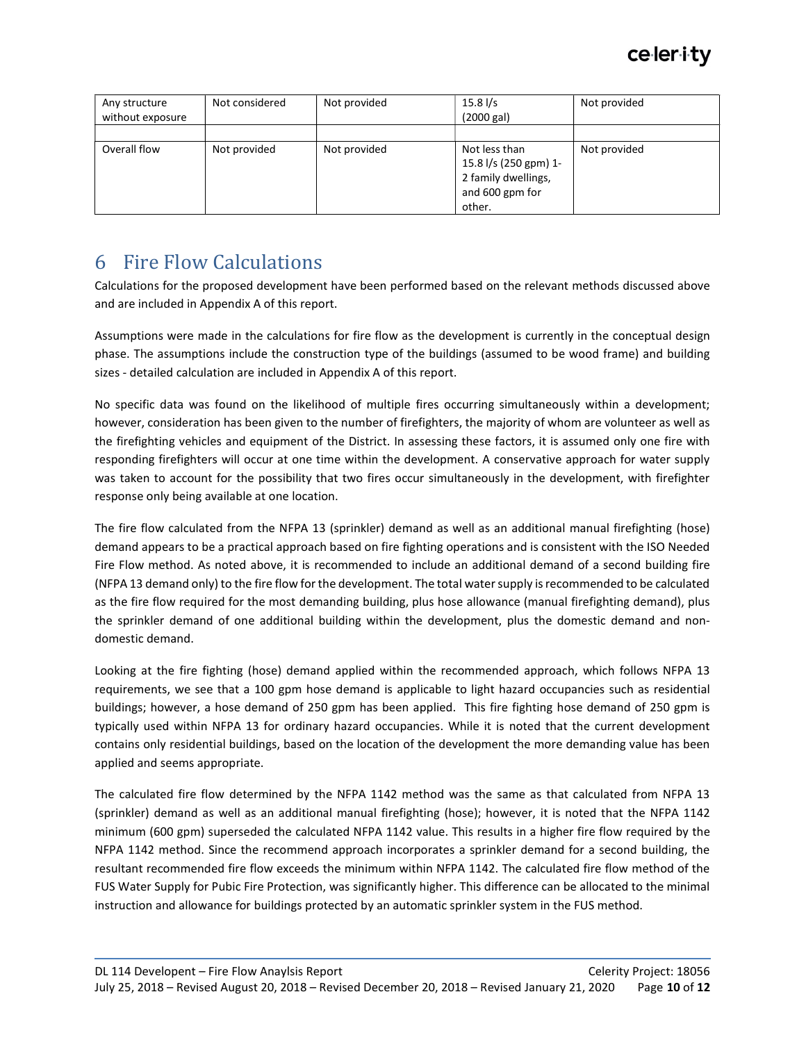| Any structure without exposure | Not considered | Not provided | 15.8 l/s (2000 gal) | Not provided |
|---|---|---|---|---|
| | | | | |
| Overall flow | Not provided | Not provided | Not less than 15.8 l/s (250 gpm) 1-2 family dwellings, and 600 gpm for other. | Not provided |

# 6 Fire Flow Calculations

Calculations for the proposed development have been performed based on the relevant methods discussed above and are included in Appendix A of this report.

Assumptions were made in the calculations for fire flow as the development is currently in the conceptual design phase. The assumptions include the construction type of the buildings (assumed to be wood frame) and building sizes - detailed calculation are included in Appendix A of this report.

No specific data was found on the likelihood of multiple fires occurring simultaneously within a development; however, consideration has been given to the number of firefighters, the majority of whom are volunteer as well as the firefighting vehicles and equipment of the District. In assessing these factors, it is assumed only one fire with responding firefighters will occur at one time within the development. A conservative approach for water supply was taken to account for the possibility that two fires occur simultaneously in the development, with firefighter response only being available at one location.

The fire flow calculated from the NFPA 13 (sprinkler) demand as well as an additional manual firefighting (hose) demand appears to be a practical approach based on fire fighting operations and is consistent with the ISO Needed Fire Flow method. As noted above, it is recommended to include an additional demand of a second building fire (NFPA 13 demand only) to the fire flow for the development. The total water supply is recommended to be calculated as the fire flow required for the most demanding building, plus hose allowance (manual firefighting demand), plus the sprinkler demand of one additional building within the development, plus the domestic demand and non-domestic demand.

Looking at the fire fighting (hose) demand applied within the recommended approach, which follows NFPA 13 requirements, we see that a 100 gpm hose demand is applicable to light hazard occupancies such as residential buildings; however, a hose demand of 250 gpm has been applied. This fire fighting hose demand of 250 gpm is typically used within NFPA 13 for ordinary hazard occupancies. While it is noted that the current development contains only residential buildings, based on the location of the development the more demanding value has been applied and seems appropriate.

The calculated fire flow determined by the NFPA 1142 method was the same as that calculated from NFPA 13 (sprinkler) demand as well as an additional manual firefighting (hose); however, it is noted that the NFPA 1142 minimum (600 gpm) superseded the calculated NFPA 1142 value. This results in a higher fire flow required by the NFPA 1142 method. Since the recommend approach incorporates a sprinkler demand for a second building, the resultant recommended fire flow exceeds the minimum within NFPA 1142. The calculated fire flow method of the FUS Water Supply for Pubic Fire Protection, was significantly higher. This difference can be allocated to the minimal instruction and allowance for buildings protected by an automatic sprinkler system in the FUS method.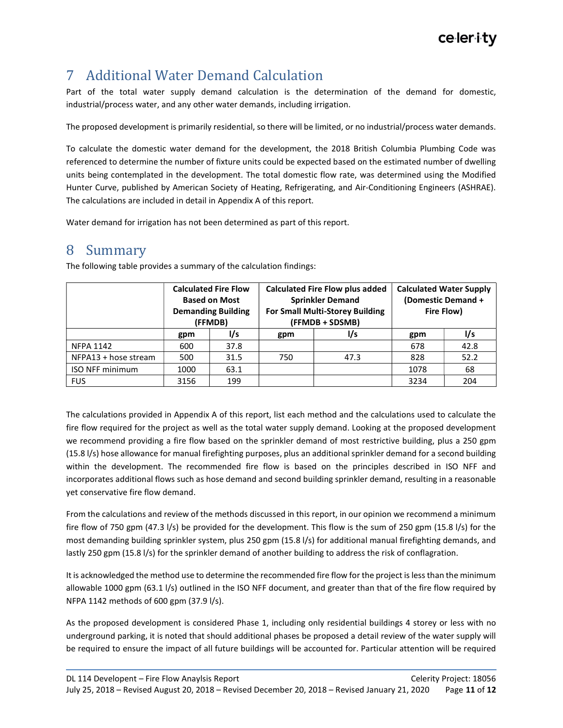# 7 Additional Water Demand Calculation

Part of the total water supply demand calculation is the determination of the demand for domestic, industrial/process water, and any other water demands, including irrigation.

The proposed development is primarily residential, so there will be limited, or no industrial/process water demands.

To calculate the domestic water demand for the development, the 2018 British Columbia Plumbing Code was referenced to determine the number of fixture units could be expected based on the estimated number of dwelling units being contemplated in the development. The total domestic flow rate, was determined using the Modified Hunter Curve, published by American Society of Heating, Refrigerating, and Air-Conditioning Engineers (ASHRAE). The calculations are included in detail in Appendix A of this report.

Water demand for irrigation has not been determined as part of this report.

# 8 Summary

The following table provides a summary of the calculation findings:

| | **Calculated Fire Flow Based on Most Demanding Building (FFMDB)** | | **Calculated Fire Flow plus added Sprinkler Demand For Small Multi-Storey Building (FFMDB + SDSMB)** | | **Calculated Water Supply (Domestic Demand + Fire Flow)** | |
|---|---|---|---|---|---|---|
| | **gpm** | **l/s** | **gpm** | **l/s** | **gpm** | **l/s** |
| NFPA 1142 | 600 | 37.8 | | | 678 | 42.8 |
| NFPA13 + hose stream | 500 | 31.5 | 750 | 47.3 | 828 | 52.2 |
| ISO NFF minimum | 1000 | 63.1 | | | 1078 | 68 |
| FUS | 3156 | 199 | | | 3234 | 204 |

The calculations provided in Appendix A of this report, list each method and the calculations used to calculate the fire flow required for the project as well as the total water supply demand. Looking at the proposed development we recommend providing a fire flow based on the sprinkler demand of most restrictive building, plus a 250 gpm (15.8 l/s) hose allowance for manual firefighting purposes, plus an additional sprinkler demand for a second building within the development. The recommended fire flow is based on the principles described in ISO NFF and incorporates additional flows such as hose demand and second building sprinkler demand, resulting in a reasonable yet conservative fire flow demand.

From the calculations and review of the methods discussed in this report, in our opinion we recommend a minimum fire flow of 750 gpm (47.3 l/s) be provided for the development. This flow is the sum of 250 gpm (15.8 l/s) for the most demanding building sprinkler system, plus 250 gpm (15.8 l/s) for additional manual firefighting demands, and lastly 250 gpm (15.8 l/s) for the sprinkler demand of another building to address the risk of conflagration.

It is acknowledged the method use to determine the recommended fire flow for the project is less than the minimum allowable 1000 gpm (63.1 l/s) outlined in the ISO NFF document, and greater than that of the fire flow required by NFPA 1142 methods of 600 gpm (37.9 l/s).

As the proposed development is considered Phase 1, including only residential buildings 4 storey or less with no underground parking, it is noted that should additional phases be proposed a detail review of the water supply will be required to ensure the impact of all future buildings will be accounted for. Particular attention will be required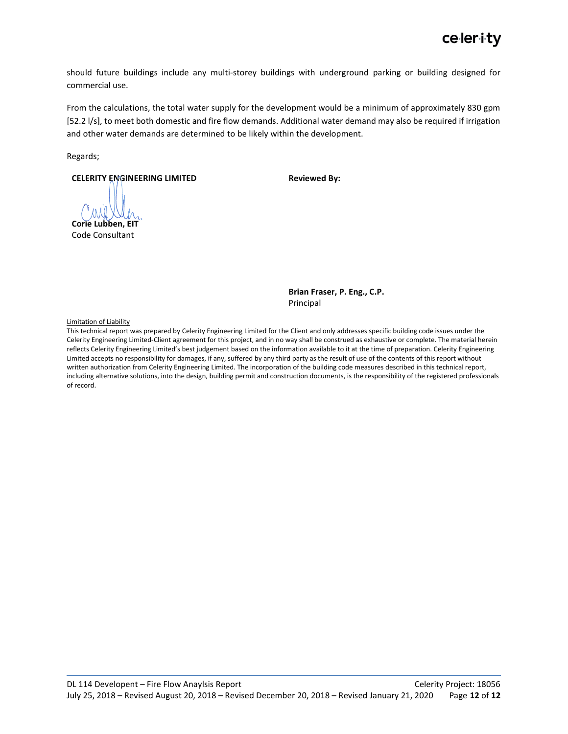should future buildings include any multi-storey buildings with underground parking or building designed for commercial use.

From the calculations, the total water supply for the development would be a minimum of approximately 830 gpm [52.2 l/s], to meet both domestic and fire flow demands. Additional water demand may also be required if irrigation and other water demands are determined to be likely within the development.

Regards;

**CELERITY ENGINEERING LIMITED**

**Corie Lubben, EIT**
Code Consultant

**Reviewed By:**

**Brian Fraser, P. Eng., C.P.**
Principal

Limitation of Liability

This technical report was prepared by Celerity Engineering Limited for the Client and only addresses specific building code issues under the Celerity Engineering Limited-Client agreement for this project, and in no way shall be construed as exhaustive or complete. The material herein reflects Celerity Engineering Limited's best judgement based on the information available to it at the time of preparation. Celerity Engineering Limited accepts no responsibility for damages, if any, suffered by any third party as the result of use of the contents of this report without written authorization from Celerity Engineering Limited. The incorporation of the building code measures described in this technical report, including alternative solutions, into the design, building permit and construction documents, is the responsibility of the registered professionals of record.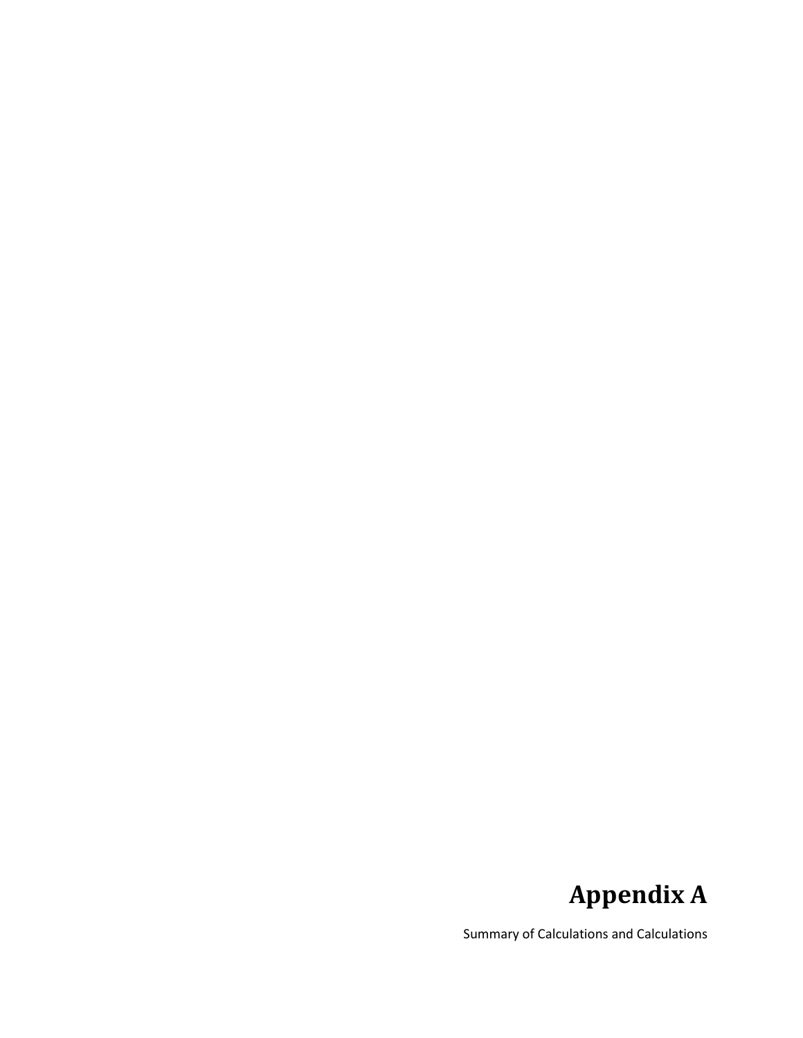# Appendix A

Summary of Calculations and Calculations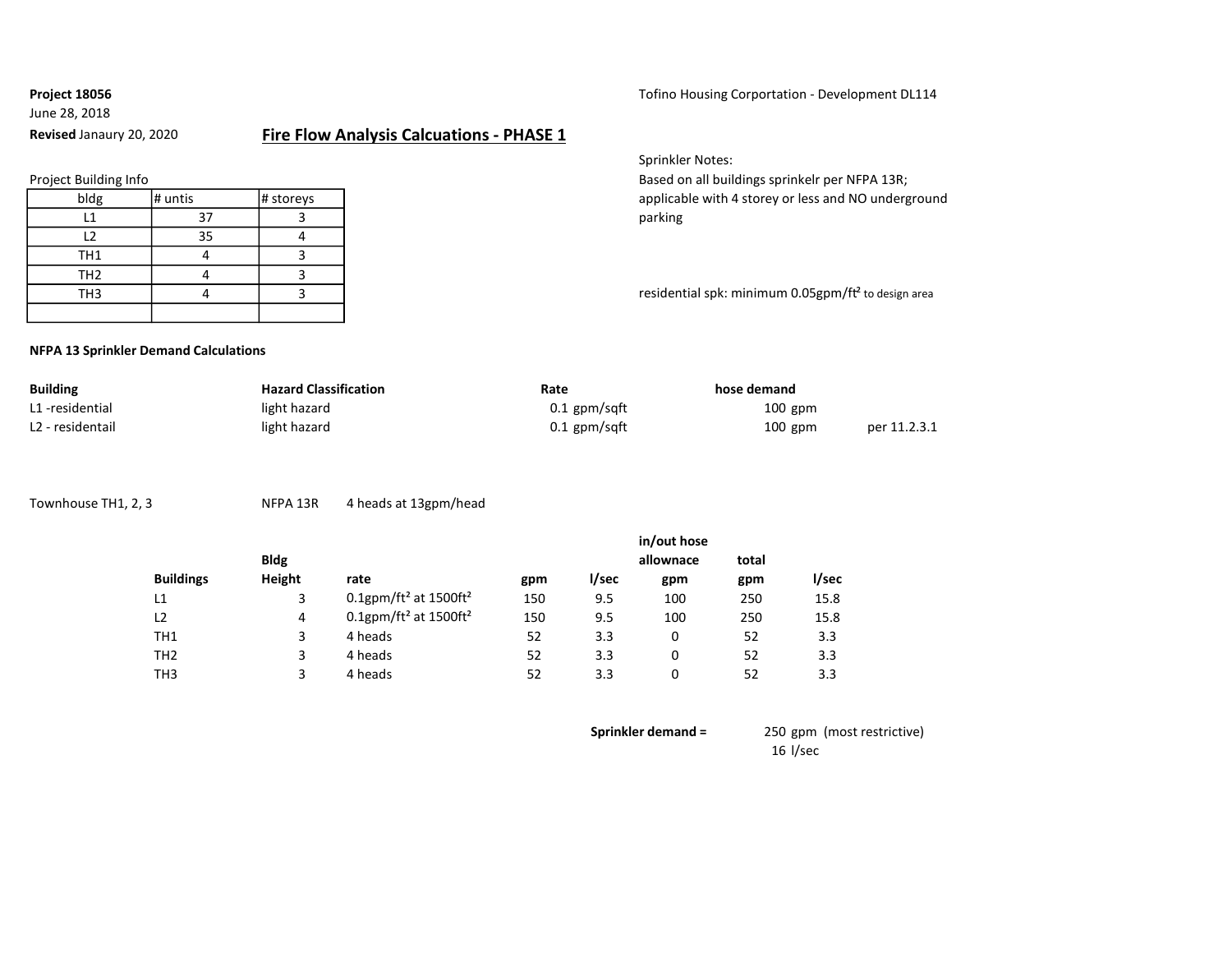**Project 18056**
June 28, 2018
**Revised** Janaury 20, 2020

Tofino Housing Corportation - Development DL114

## Fire Flow Analysis Calcuations - PHASE 1

Sprinkler Notes:
Based on all buildings sprinkelr per NFPA 13R;
applicable with 4 storey or less and NO underground parking

residential spk: minimum 0.05gpm/ft² to design area

Project Building Info

| bldg | # untis | # storeys |
|---|---|---|
| L1 | 37 | 3 |
| L2 | 35 | 4 |
| TH1 | 4 | 3 |
| TH2 | 4 | 3 |
| TH3 | 4 | 3 |
| | | |

**NFPA 13 Sprinkler Demand Calculations**

| **Building** | **Hazard Classification** | **Rate** | **hose demand** | |
|---|---|---|---|---|
| L1 -residential | light hazard | 0.1 gpm/sqft | 100 gpm | |
| L2 - residentail | light hazard | 0.1 gpm/sqft | 100 gpm | per 11.2.3.1 |

Townhouse TH1, 2, 3 — NFPA 13R — 4 heads at 13gpm/head

| **Buildings** | **Bldg Height** | **rate** | **gpm** | **l/sec** | **in/out hose allownace gpm** | **total gpm** | **l/sec** |
|---|---|---|---|---|---|---|---|
| L1 | 3 | 0.1gpm/ft² at 1500ft² | 150 | 9.5 | 100 | 250 | 15.8 |
| L2 | 4 | 0.1gpm/ft² at 1500ft² | 150 | 9.5 | 100 | 250 | 15.8 |
| TH1 | 3 | 4 heads | 52 | 3.3 | 0 | 52 | 3.3 |
| TH2 | 3 | 4 heads | 52 | 3.3 | 0 | 52 | 3.3 |
| TH3 | 3 | 4 heads | 52 | 3.3 | 0 | 52 | 3.3 |

**Sprinkler demand =** 250 gpm (most restrictive)
16 l/sec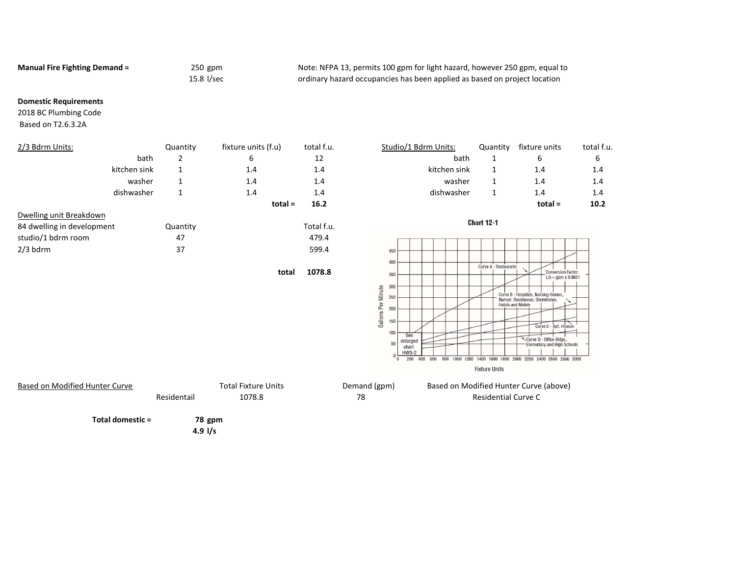**Manual Fire Fighting Demand =** 250 gpm
15.8 l/sec

Note: NFPA 13, permits 100 gpm for light hazard, however 250 gpm, equal to ordinary hazard occupancies has been applied as based on project location

**Domestic Requirements**
2018 BC Plumbing Code
Based on T2.6.3.2A

| 2/3 Bdrm Units: | Quantity | fixture units (f.u) | total f.u. |
|---|---|---|---|
| bath | 2 | 6 | 12 |
| kitchen sink | 1 | 1.4 | 1.4 |
| washer | 1 | 1.4 | 1.4 |
| dishwasher | 1 | 1.4 | 1.4 |
| | | **total =** | **16.2** |

| Studio/1 Bdrm Units: | Quantity | fixture units | total f.u. |
|---|---|---|---|
| bath | 1 | 6 | 6 |
| kitchen sink | 1 | 1.4 | 1.4 |
| washer | 1 | 1.4 | 1.4 |
| dishwasher | 1 | 1.4 | 1.4 |
| | | **total =** | **10.2** |

Dwelling unit Breakdown

| 84 dwelling in development | Quantity | Total f.u. |
|---|---|---|
| studio/1 bdrm room | 47 | 479.4 |
| 2/3 bdrm | 37 | 599.4 |
| | **total** | **1078.8** |

**Chart 12-1**

| Based on Modified Hunter Curve | Total Fixture Units | Demand (gpm) | Based on Modified Hunter Curve (above) |
|---|---|---|---|
| Residentail | 1078.8 | 78 | Residential Curve C |

**Total domestic = 78 gpm**
**4.9 l/s**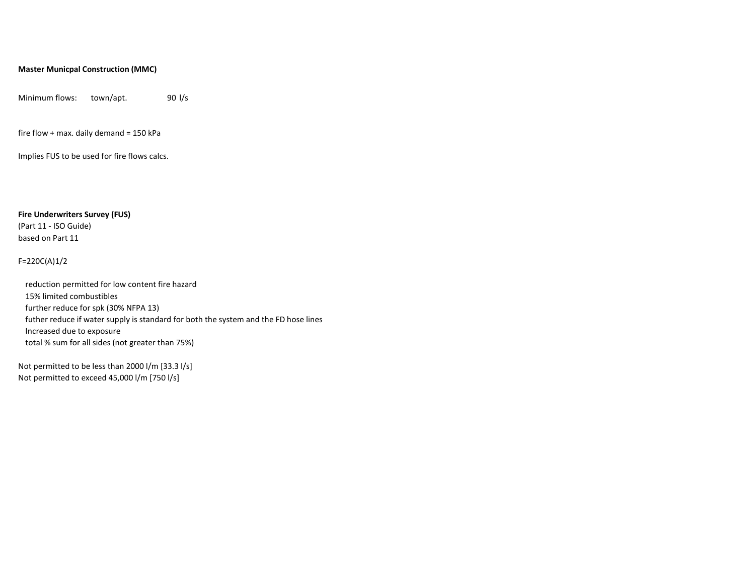**Master Municpal Construction (MMC)**

Minimum flows: town/apt. 90 l/s

fire flow + max. daily demand = 150 kPa

Implies FUS to be used for fire flows calcs.

**Fire Underwriters Survey (FUS)**
(Part 11 - ISO Guide)
based on Part 11

F=220C(A)1/2

- reduction permitted for low content fire hazard
- 15% limited combustibles
- further reduce for spk (30% NFPA 13)
- futher reduce if water supply is standard for both the system and the FD hose lines
- Increased due to exposure
- total % sum for all sides (not greater than 75%)

Not permitted to be less than 2000 l/m [33.3 l/s]
Not permitted to exceed 45,000 l/m [750 l/s]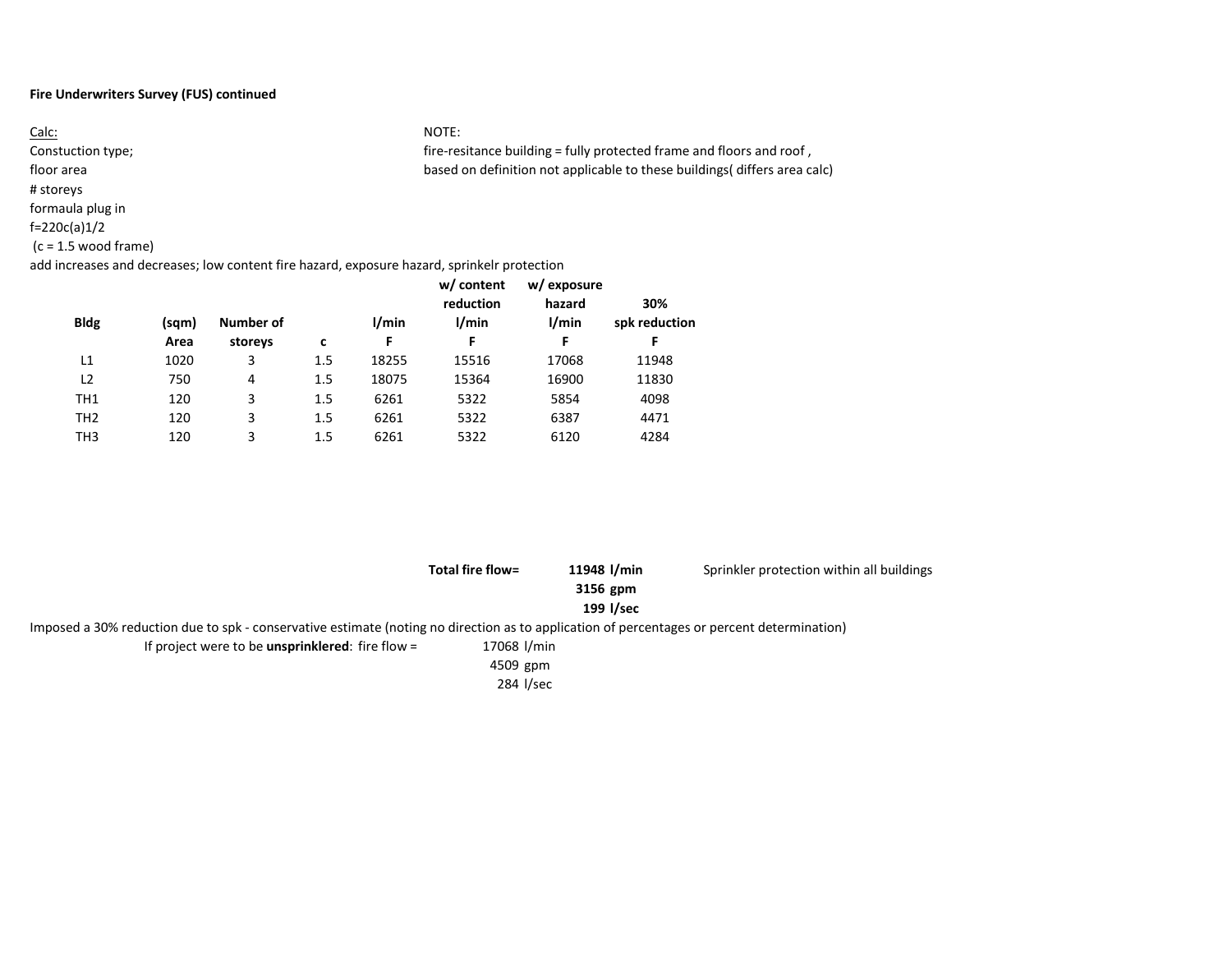**Fire Underwriters Survey (FUS) continued**

Calc:
Constuction type;
floor area
# storeys
formaula plug in
f=220c(a)1/2
(c = 1.5 wood frame)
add increases and decreases; low content fire hazard, exposure hazard, sprinkelr protection

NOTE:
fire-resitance building = fully protected frame and floors and roof ,
based on definition not applicable to these buildings( differs area calc)

| Bldg | (sqm) Area | Number of storeys | c | l/min F | w/ content reduction l/min F | w/ exposure hazard l/min F | 30% spk reduction F |
|---|---|---|---|---|---|---|---|
| L1 | 1020 | 3 | 1.5 | 18255 | 15516 | 17068 | 11948 |
| L2 | 750 | 4 | 1.5 | 18075 | 15364 | 16900 | 11830 |
| TH1 | 120 | 3 | 1.5 | 6261 | 5322 | 5854 | 4098 |
| TH2 | 120 | 3 | 1.5 | 6261 | 5322 | 6387 | 4471 |
| TH3 | 120 | 3 | 1.5 | 6261 | 5322 | 6120 | 4284 |

**Total fire flow=** **11948 l/min**
**3156 gpm**
**199 l/sec**

Sprinkler protection within all buildings

Imposed a 30% reduction due to spk - conservative estimate (noting no direction as to application of percentages or percent determination)

If project were to be **unsprinklered**: fire flow = 17068 l/min
4509 gpm
284 l/sec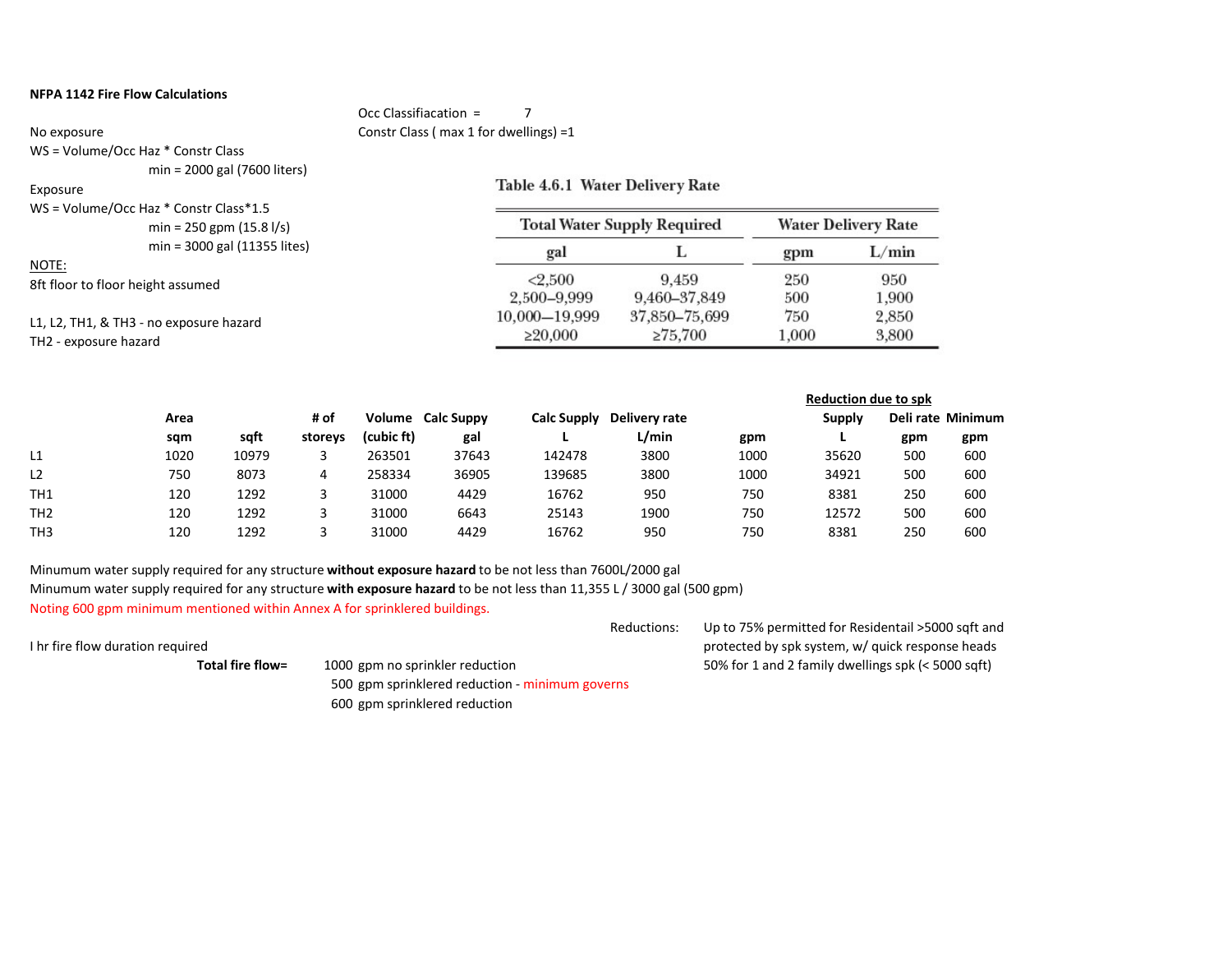**NFPA 1142 Fire Flow Calculations**

Occ Classifiacation = 7
Constr Class ( max 1 for dwellings) =1

No exposure
WS = Volume/Occ Haz * Constr Class
min = 2000 gal (7600 liters)

Exposure
WS = Volume/Occ Haz * Constr Class*1.5
min = 250 gpm (15.8 l/s)
min = 3000 gal (11355 lites)

NOTE:
8ft floor to floor height assumed

L1, L2, TH1, & TH3 - no exposure hazard
TH2 - exposure hazard

**Table 4.6.1 Water Delivery Rate**

| Total Water Supply Required | | Water Delivery Rate | |
|---|---|---|---|
| gal | L | gpm | L/min |
| <2,500 | 9,459 | 250 | 950 |
| 2,500–9,999 | 9,460–37,849 | 500 | 1,900 |
| 10,000—19,999 | 37,850–75,699 | 750 | 2,850 |
| ≥20,000 | ≥75,700 | 1,000 | 3,800 |

| | Area | | # of | Volume | Calc Suppy | Calc Supply | Delivery rate | | Reduction due to spk | | |
|---|---|---|---|---|---|---|---|---|---|---|---|
| | | | | | | | | | Supply | Deli rate | Minimum |
| | sqm | sqft | storeys | (cubic ft) | gal | L | L/min | gpm | L | gpm | gpm |
| L1 | 1020 | 10979 | 3 | 263501 | 37643 | 142478 | 3800 | 1000 | 35620 | 500 | 600 |
| L2 | 750 | 8073 | 4 | 258334 | 36905 | 139685 | 3800 | 1000 | 34921 | 500 | 600 |
| TH1 | 120 | 1292 | 3 | 31000 | 4429 | 16762 | 950 | 750 | 8381 | 250 | 600 |
| TH2 | 120 | 1292 | 3 | 31000 | 6643 | 25143 | 1900 | 750 | 12572 | 500 | 600 |
| TH3 | 120 | 1292 | 3 | 31000 | 4429 | 16762 | 950 | 750 | 8381 | 250 | 600 |

Minumum water supply required for any structure **without exposure hazard** to be not less than 7600L/2000 gal
Minumum water supply required for any structure **with exposure hazard** to be not less than 11,355 L / 3000 gal (500 gpm)
Noting 600 gpm minimum mentioned within Annex A for sprinklered buildings.

Reductions: Up to 75% permitted for Residentail >5000 sqft and protected by spk system, w/ quick response heads
50% for 1 and 2 family dwellings spk (< 5000 sqft)

I hr fire flow duration required

**Total fire flow=** 1000 gpm no sprinkler reduction
500 gpm sprinklered reduction - minimum governs
600 gpm sprinklered reduction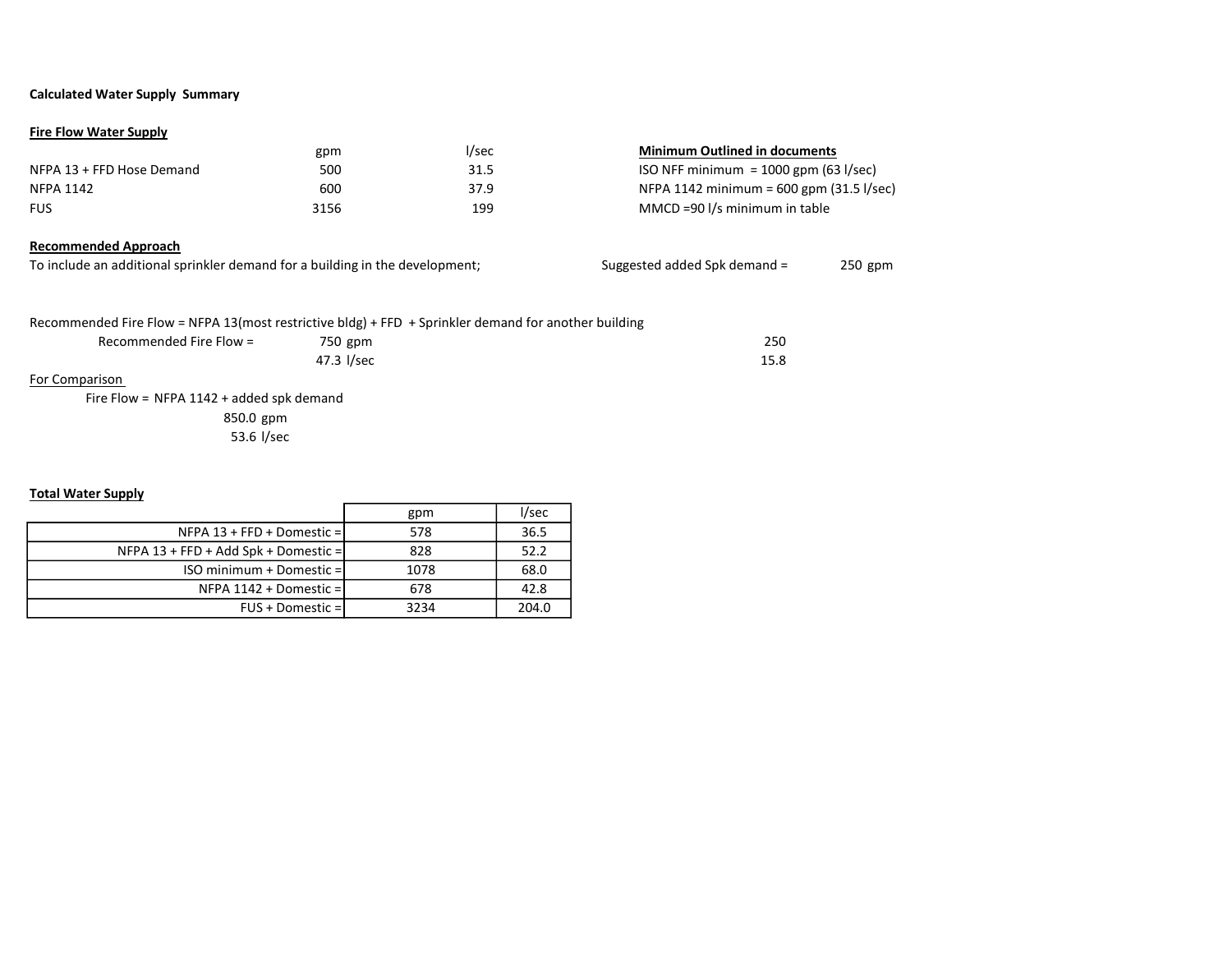**Calculated Water Supply Summary**

**Fire Flow Water Supply**

| | gpm | l/sec |
|---|---|---|
| NFPA 13 + FFD Hose Demand | 500 | 31.5 |
| NFPA 1142 | 600 | 37.9 |
| FUS | 3156 | 199 |

**Minimum Outlined in documents**

ISO NFF minimum = 1000 gpm (63 l/sec)

NFPA 1142 minimum = 600 gpm (31.5 l/sec)

MMCD =90 l/s minimum in table

**Recommended Approach**

To include an additional sprinkler demand for a building in the development; Suggested added Spk demand = 250 gpm

Recommended Fire Flow = NFPA 13(most restrictive bldg) + FFD + Sprinkler demand for another building

Recommended Fire Flow = 750 gpm — 250

47.3 l/sec — 15.8

For Comparison

Fire Flow = NFPA 1142 + added spk demand

850.0 gpm

53.6 l/sec

**Total Water Supply**

| | gpm | l/sec |
|---|---|---|
| NFPA 13 + FFD + Domestic = | 578 | 36.5 |
| NFPA 13 + FFD + Add Spk + Domestic = | 828 | 52.2 |
| ISO minimum + Domestic = | 1078 | 68.0 |
| NFPA 1142 + Domestic = | 678 | 42.8 |
| FUS + Domestic = | 3234 | 204.0 |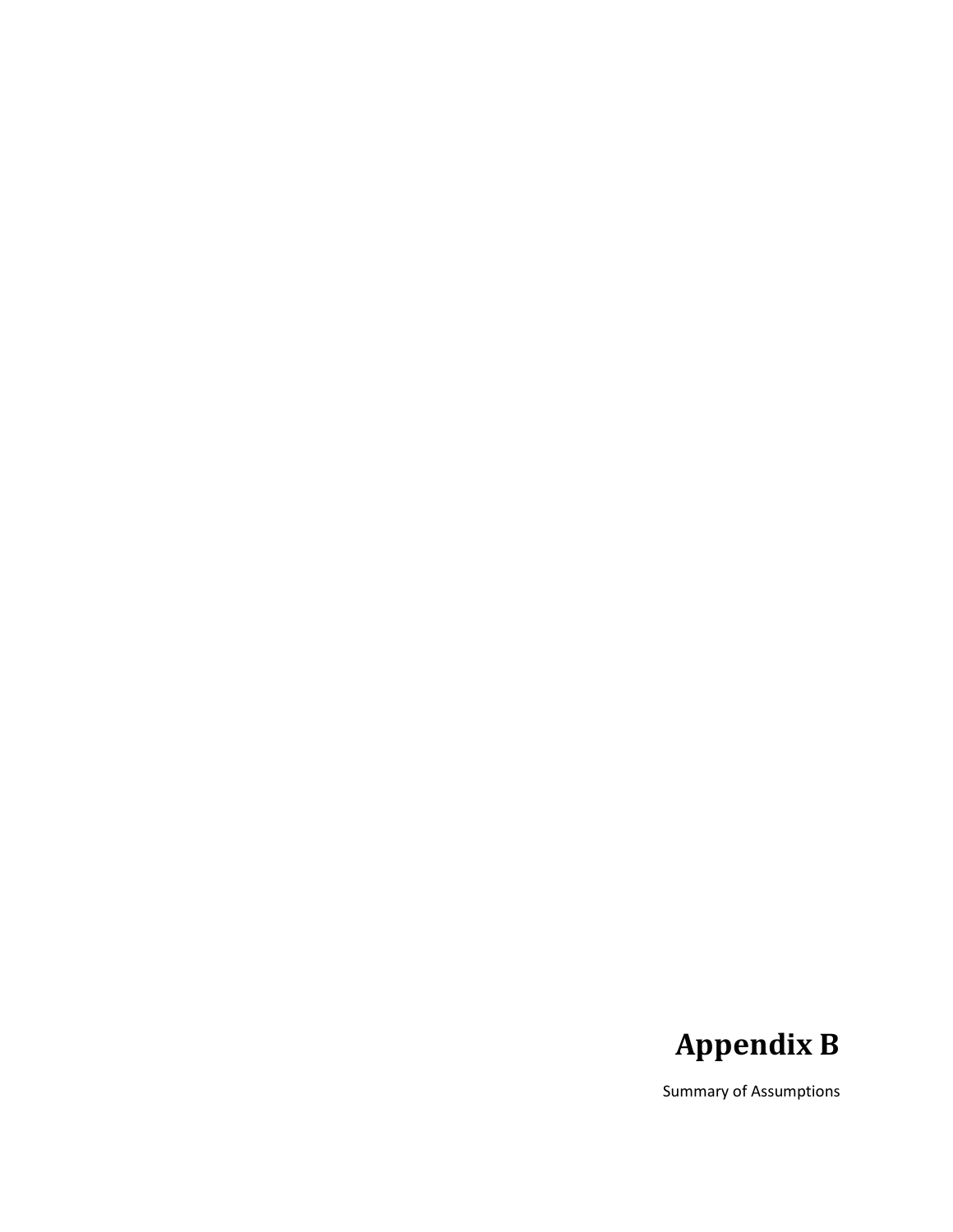# Appendix B

Summary of Assumptions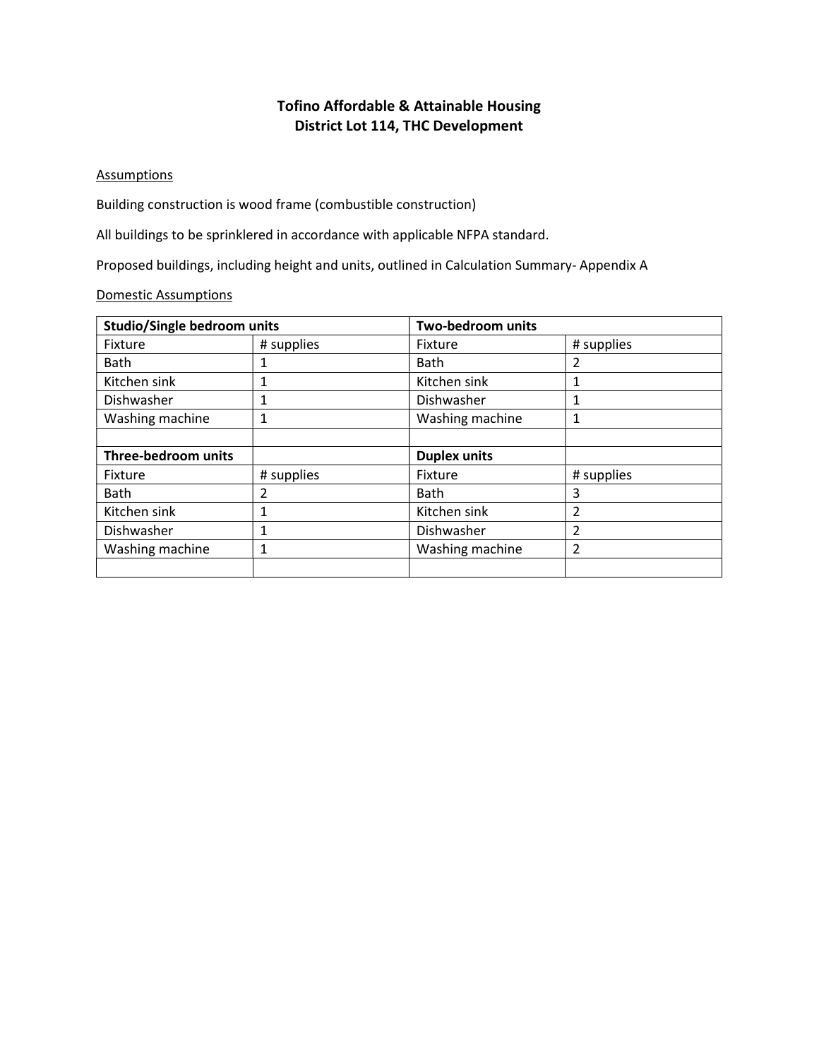## Tofino Affordable & Attainable Housing
## District Lot 114, THC Development

<u>Assumptions</u>

Building construction is wood frame (combustible construction)

All buildings to be sprinklered in accordance with applicable NFPA standard.

Proposed buildings, including height and units, outlined in Calculation Summary- Appendix A

<u>Domestic Assumptions</u>

| **Studio/Single bedroom units** | | **Two-bedroom units** | |
|---|---|---|---|
| Fixture | # supplies | Fixture | # supplies |
| Bath | 1 | Bath | 2 |
| Kitchen sink | 1 | Kitchen sink | 1 |
| Dishwasher | 1 | Dishwasher | 1 |
| Washing machine | 1 | Washing machine | 1 |
| | | | |
| **Three-bedroom units** | | **Duplex units** | |
| Fixture | # supplies | Fixture | # supplies |
| Bath | 2 | Bath | 3 |
| Kitchen sink | 1 | Kitchen sink | 2 |
| Dishwasher | 1 | Dishwasher | 2 |
| Washing machine | 1 | Washing machine | 2 |
| | | | |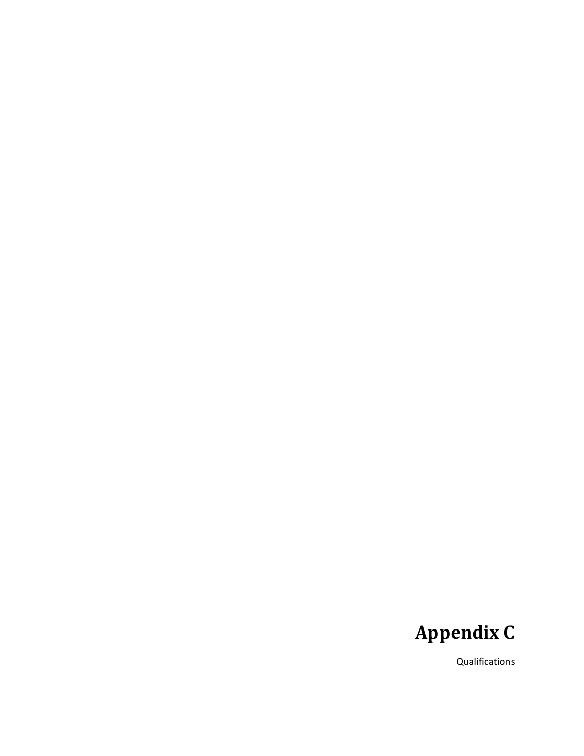# Appendix C

Qualifications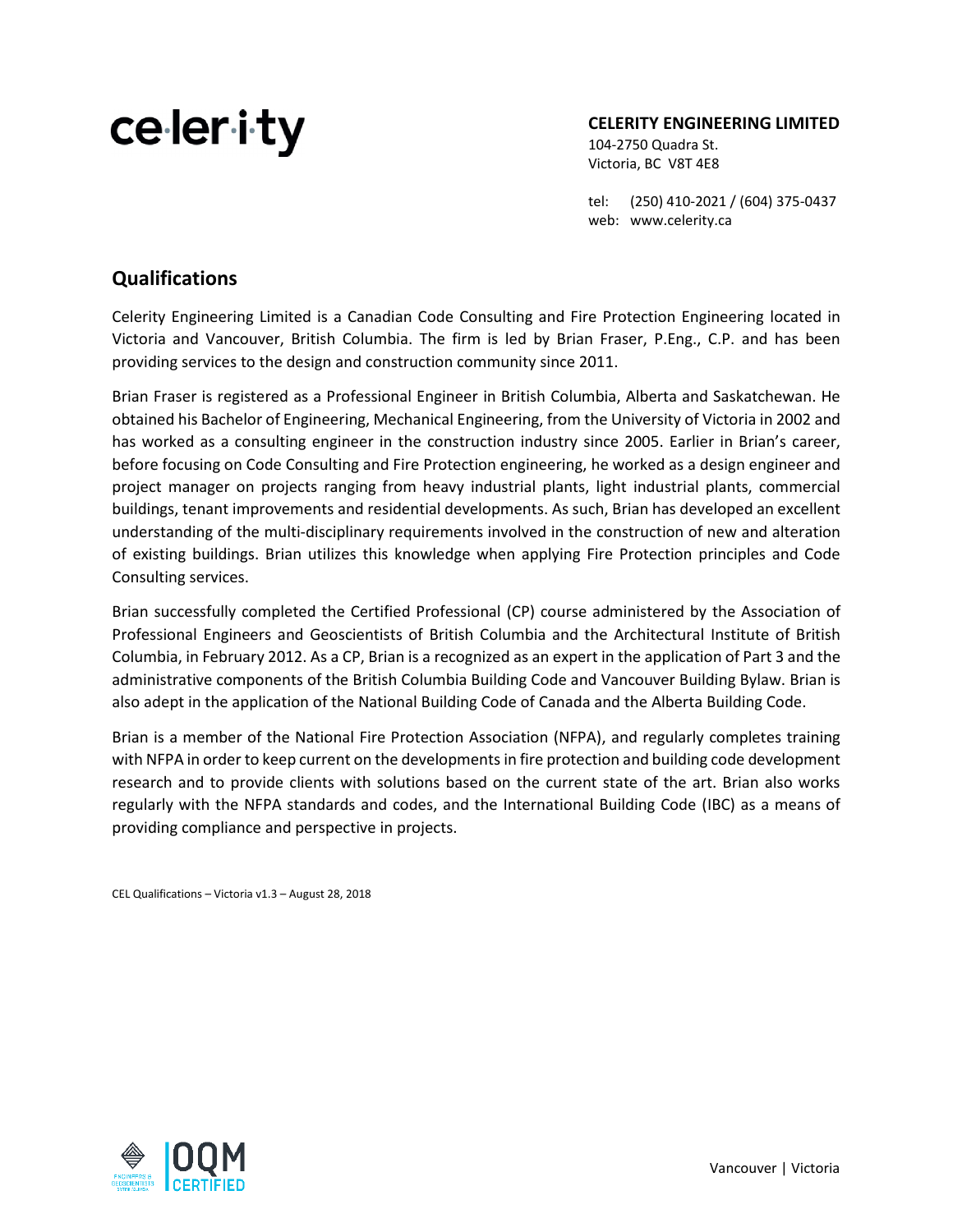ce·ler·i·ty

**CELERITY ENGINEERING LIMITED**
104-2750 Quadra St.
Victoria, BC V8T 4E8

tel: (250) 410-2021 / (604) 375-0437
web: www.celerity.ca

## Qualifications

Celerity Engineering Limited is a Canadian Code Consulting and Fire Protection Engineering located in Victoria and Vancouver, British Columbia. The firm is led by Brian Fraser, P.Eng., C.P. and has been providing services to the design and construction community since 2011.

Brian Fraser is registered as a Professional Engineer in British Columbia, Alberta and Saskatchewan. He obtained his Bachelor of Engineering, Mechanical Engineering, from the University of Victoria in 2002 and has worked as a consulting engineer in the construction industry since 2005. Earlier in Brian's career, before focusing on Code Consulting and Fire Protection engineering, he worked as a design engineer and project manager on projects ranging from heavy industrial plants, light industrial plants, commercial buildings, tenant improvements and residential developments. As such, Brian has developed an excellent understanding of the multi-disciplinary requirements involved in the construction of new and alteration of existing buildings. Brian utilizes this knowledge when applying Fire Protection principles and Code Consulting services.

Brian successfully completed the Certified Professional (CP) course administered by the Association of Professional Engineers and Geoscientists of British Columbia and the Architectural Institute of British Columbia, in February 2012. As a CP, Brian is a recognized as an expert in the application of Part 3 and the administrative components of the British Columbia Building Code and Vancouver Building Bylaw. Brian is also adept in the application of the National Building Code of Canada and the Alberta Building Code.

Brian is a member of the National Fire Protection Association (NFPA), and regularly completes training with NFPA in order to keep current on the developments in fire protection and building code development research and to provide clients with solutions based on the current state of the art. Brian also works regularly with the NFPA standards and codes, and the International Building Code (IBC) as a means of providing compliance and perspective in projects.

CEL Qualifications – Victoria v1.3 – August 28, 2018

OQM CERTIFIED

Vancouver | Victoria